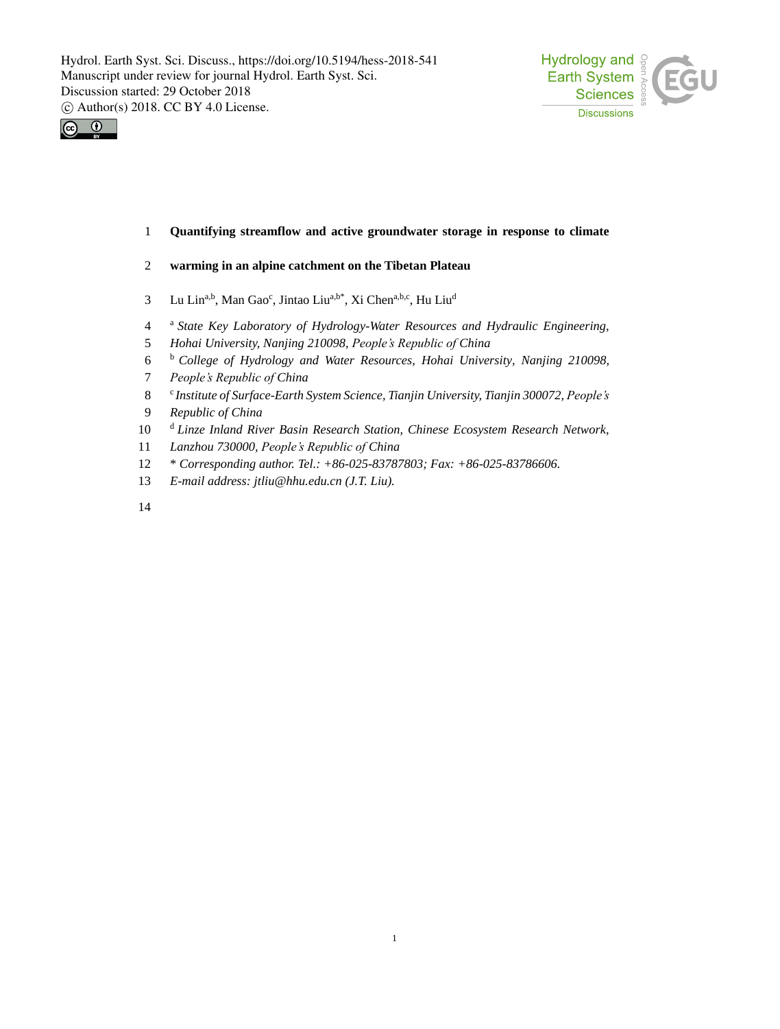# Quantifying streamflow and active groundwater storage in response to climate warming in an alpine catchment on the Tibetan Plateau

Lu Lin[a,b], Man Gao[c], Jintao Liu[a,b*], Xi Chen[a,b,c], Hu Liu[d]

[a] *State Key Laboratory of Hydrology-Water Resources and Hydraulic Engineering, Hohai University, Nanjing 210098, People's Republic of China*

[b] *College of Hydrology and Water Resources, Hohai University, Nanjing 210098, People's Republic of China*

[c] *Institute of Surface-Earth System Science, Tianjin University, Tianjin 300072, People's Republic of China*

[d] *Linze Inland River Basin Research Station, Chinese Ecosystem Research Network, Lanzhou 730000, People's Republic of China*

\* *Corresponding author. Tel.: +86-025-83787803; Fax: +86-025-83786606.*

*E-mail address: jtliu@hhu.edu.cn (J.T. Liu).*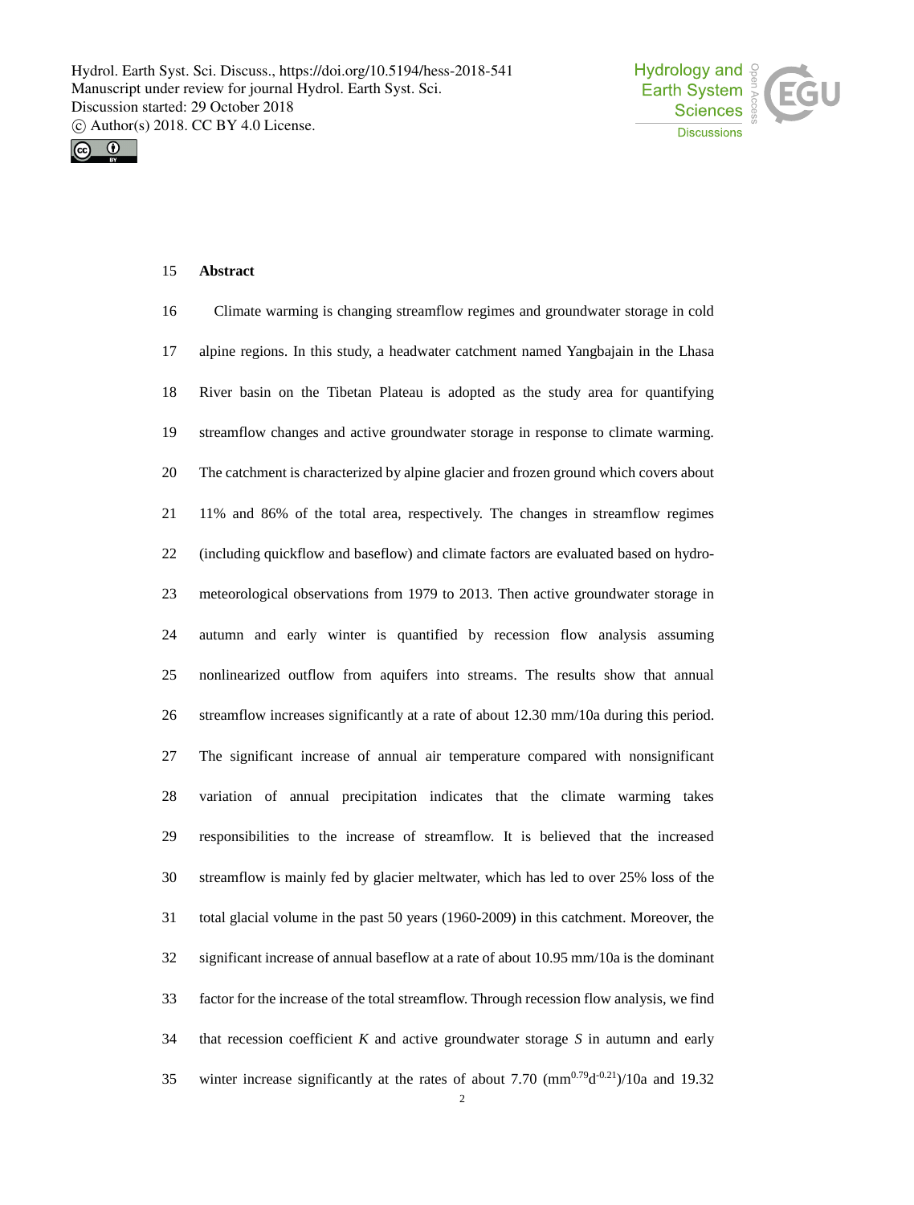## Abstract

Climate warming is changing streamflow regimes and groundwater storage in cold alpine regions. In this study, a headwater catchment named Yangbajain in the Lhasa River basin on the Tibetan Plateau is adopted as the study area for quantifying streamflow changes and active groundwater storage in response to climate warming. The catchment is characterized by alpine glacier and frozen ground which covers about 11% and 86% of the total area, respectively. The changes in streamflow regimes (including quickflow and baseflow) and climate factors are evaluated based on hydro-meteorological observations from 1979 to 2013. Then active groundwater storage in autumn and early winter is quantified by recession flow analysis assuming nonlinearized outflow from aquifers into streams. The results show that annual streamflow increases significantly at a rate of about 12.30 mm/10a during this period. The significant increase of annual air temperature compared with nonsignificant variation of annual precipitation indicates that the climate warming takes responsibilities to the increase of streamflow. It is believed that the increased streamflow is mainly fed by glacier meltwater, which has led to over 25% loss of the total glacial volume in the past 50 years (1960-2009) in this catchment. Moreover, the significant increase of annual baseflow at a rate of about 10.95 mm/10a is the dominant factor for the increase of the total streamflow. Through recession flow analysis, we find that recession coefficient *K* and active groundwater storage *S* in autumn and early winter increase significantly at the rates of about 7.70 ($mm^{0.79}d^{-0.21}$)/10a and 19.32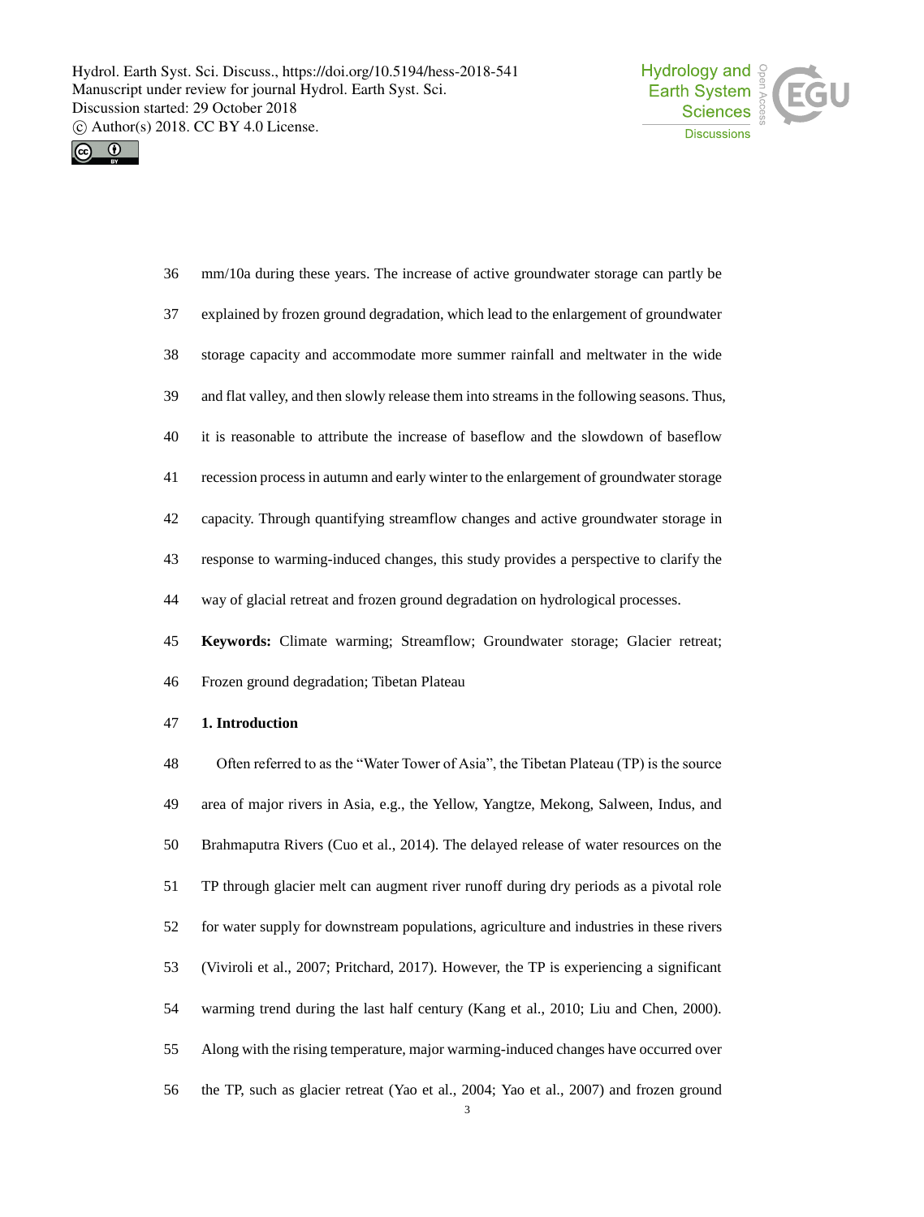mm/10a during these years. The increase of active groundwater storage can partly be explained by frozen ground degradation, which lead to the enlargement of groundwater storage capacity and accommodate more summer rainfall and meltwater in the wide and flat valley, and then slowly release them into streams in the following seasons. Thus, it is reasonable to attribute the increase of baseflow and the slowdown of baseflow recession process in autumn and early winter to the enlargement of groundwater storage capacity. Through quantifying streamflow changes and active groundwater storage in response to warming-induced changes, this study provides a perspective to clarify the way of glacial retreat and frozen ground degradation on hydrological processes.

**Keywords:** Climate warming; Streamflow; Groundwater storage; Glacier retreat; Frozen ground degradation; Tibetan Plateau

## 1. Introduction

Often referred to as the "Water Tower of Asia", the Tibetan Plateau (TP) is the source area of major rivers in Asia, e.g., the Yellow, Yangtze, Mekong, Salween, Indus, and Brahmaputra Rivers (Cuo et al., 2014). The delayed release of water resources on the TP through glacier melt can augment river runoff during dry periods as a pivotal role for water supply for downstream populations, agriculture and industries in these rivers (Viviroli et al., 2007; Pritchard, 2017). However, the TP is experiencing a significant warming trend during the last half century (Kang et al., 2010; Liu and Chen, 2000). Along with the rising temperature, major warming-induced changes have occurred over the TP, such as glacier retreat (Yao et al., 2004; Yao et al., 2007) and frozen ground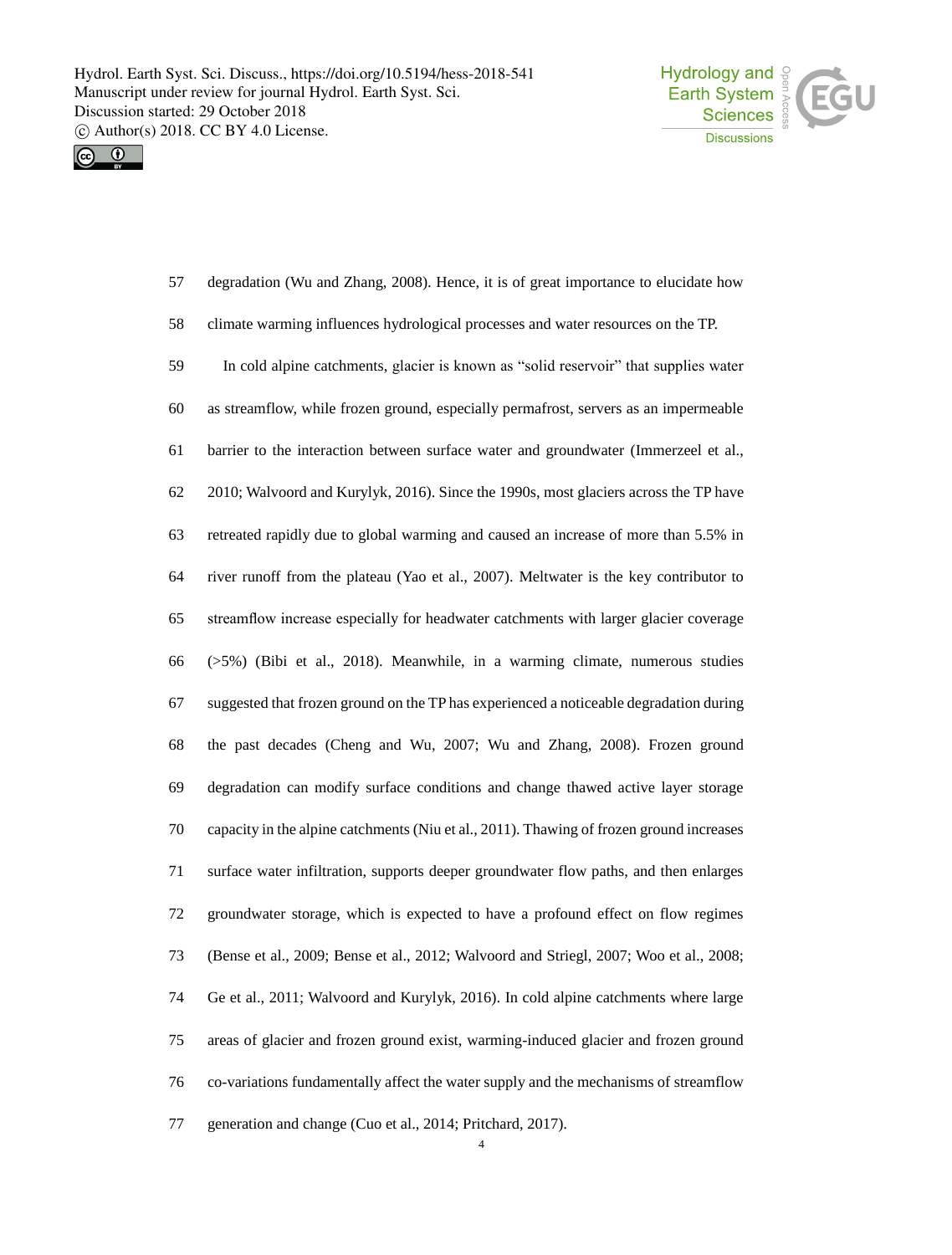degradation (Wu and Zhang, 2008). Hence, it is of great importance to elucidate how climate warming influences hydrological processes and water resources on the TP.

In cold alpine catchments, glacier is known as "solid reservoir" that supplies water as streamflow, while frozen ground, especially permafrost, servers as an impermeable barrier to the interaction between surface water and groundwater (Immerzeel et al., 2010; Walvoord and Kurylyk, 2016). Since the 1990s, most glaciers across the TP have retreated rapidly due to global warming and caused an increase of more than 5.5% in river runoff from the plateau (Yao et al., 2007). Meltwater is the key contributor to streamflow increase especially for headwater catchments with larger glacier coverage (>5%) (Bibi et al., 2018). Meanwhile, in a warming climate, numerous studies suggested that frozen ground on the TP has experienced a noticeable degradation during the past decades (Cheng and Wu, 2007; Wu and Zhang, 2008). Frozen ground degradation can modify surface conditions and change thawed active layer storage capacity in the alpine catchments (Niu et al., 2011). Thawing of frozen ground increases surface water infiltration, supports deeper groundwater flow paths, and then enlarges groundwater storage, which is expected to have a profound effect on flow regimes (Bense et al., 2009; Bense et al., 2012; Walvoord and Striegl, 2007; Woo et al., 2008; Ge et al., 2011; Walvoord and Kurylyk, 2016). In cold alpine catchments where large areas of glacier and frozen ground exist, warming-induced glacier and frozen ground co-variations fundamentally affect the water supply and the mechanisms of streamflow generation and change (Cuo et al., 2014; Pritchard, 2017).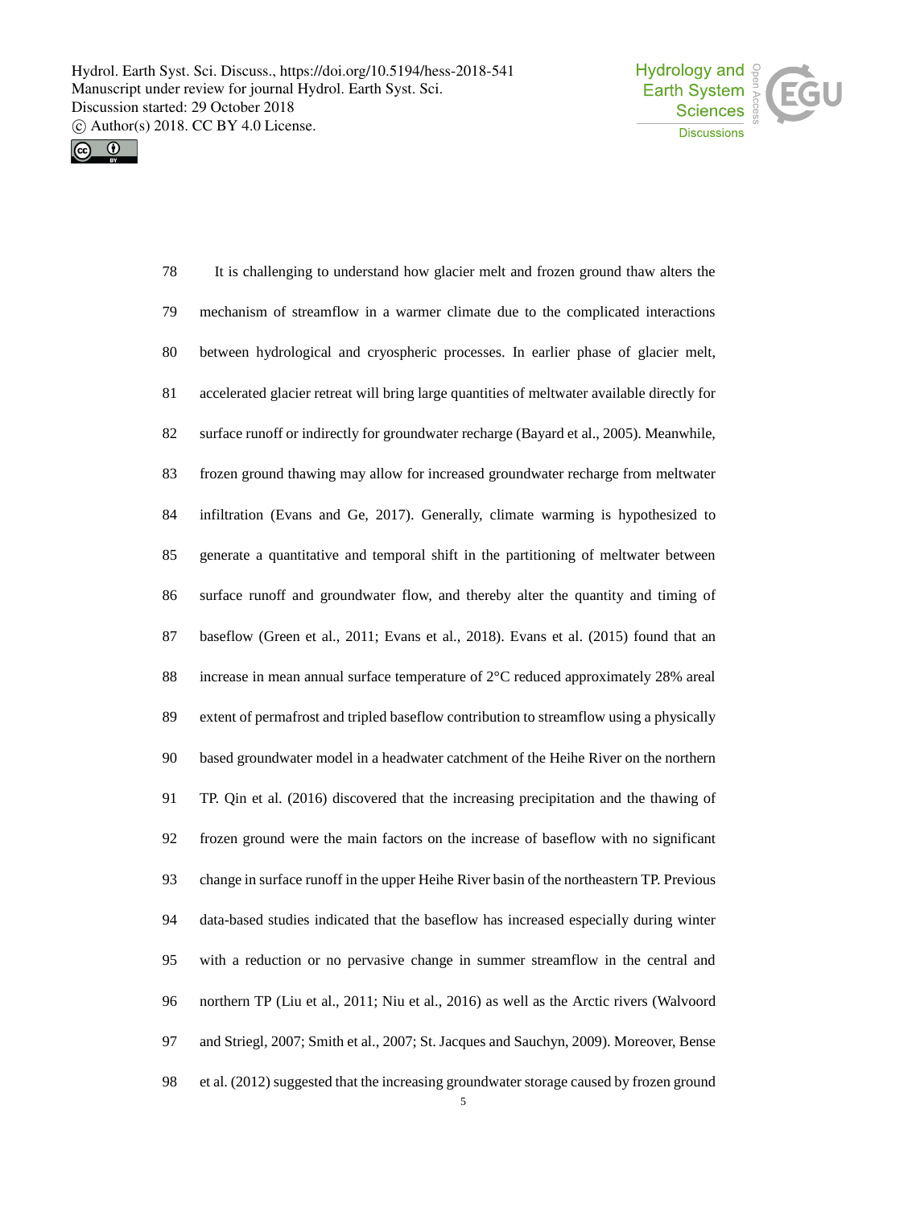It is challenging to understand how glacier melt and frozen ground thaw alters the mechanism of streamflow in a warmer climate due to the complicated interactions between hydrological and cryospheric processes. In earlier phase of glacier melt, accelerated glacier retreat will bring large quantities of meltwater available directly for surface runoff or indirectly for groundwater recharge (Bayard et al., 2005). Meanwhile, frozen ground thawing may allow for increased groundwater recharge from meltwater infiltration (Evans and Ge, 2017). Generally, climate warming is hypothesized to generate a quantitative and temporal shift in the partitioning of meltwater between surface runoff and groundwater flow, and thereby alter the quantity and timing of baseflow (Green et al., 2011; Evans et al., 2018). Evans et al. (2015) found that an increase in mean annual surface temperature of 2°C reduced approximately 28% areal extent of permafrost and tripled baseflow contribution to streamflow using a physically based groundwater model in a headwater catchment of the Heihe River on the northern TP. Qin et al. (2016) discovered that the increasing precipitation and the thawing of frozen ground were the main factors on the increase of baseflow with no significant change in surface runoff in the upper Heihe River basin of the northeastern TP. Previous data-based studies indicated that the baseflow has increased especially during winter with a reduction or no pervasive change in summer streamflow in the central and northern TP (Liu et al., 2011; Niu et al., 2016) as well as the Arctic rivers (Walvoord and Striegl, 2007; Smith et al., 2007; St. Jacques and Sauchyn, 2009). Moreover, Bense et al. (2012) suggested that the increasing groundwater storage caused by frozen ground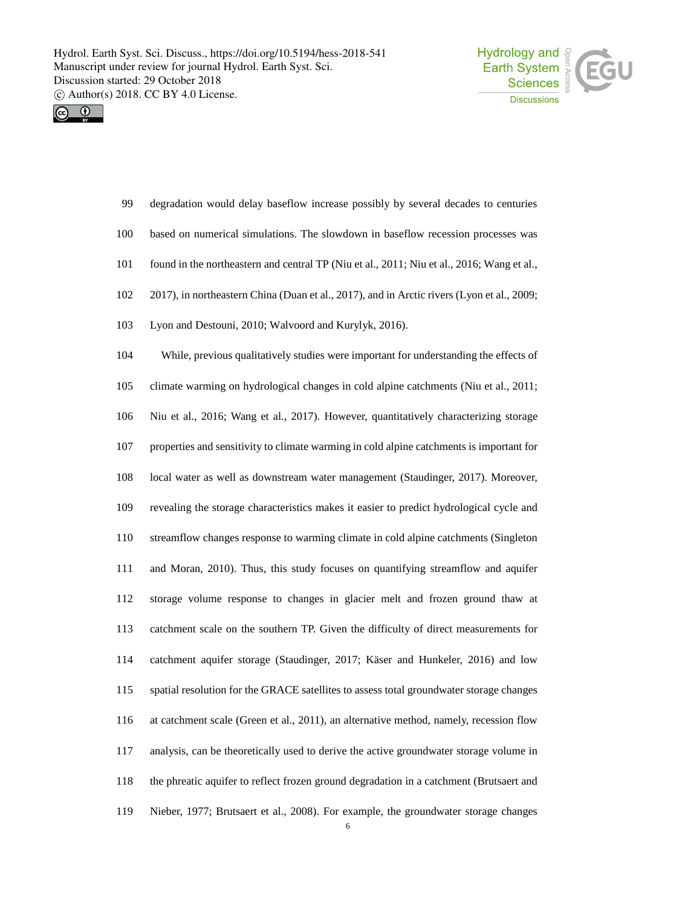degradation would delay baseflow increase possibly by several decades to centuries based on numerical simulations. The slowdown in baseflow recession processes was found in the northeastern and central TP (Niu et al., 2011; Niu et al., 2016; Wang et al., 2017), in northeastern China (Duan et al., 2017), and in Arctic rivers (Lyon et al., 2009; Lyon and Destouni, 2010; Walvoord and Kurylyk, 2016).

While, previous qualitatively studies were important for understanding the effects of climate warming on hydrological changes in cold alpine catchments (Niu et al., 2011; Niu et al., 2016; Wang et al., 2017). However, quantitatively characterizing storage properties and sensitivity to climate warming in cold alpine catchments is important for local water as well as downstream water management (Staudinger, 2017). Moreover, revealing the storage characteristics makes it easier to predict hydrological cycle and streamflow changes response to warming climate in cold alpine catchments (Singleton and Moran, 2010). Thus, this study focuses on quantifying streamflow and aquifer storage volume response to changes in glacier melt and frozen ground thaw at catchment scale on the southern TP. Given the difficulty of direct measurements for catchment aquifer storage (Staudinger, 2017; Käser and Hunkeler, 2016) and low spatial resolution for the GRACE satellites to assess total groundwater storage changes at catchment scale (Green et al., 2011), an alternative method, namely, recession flow analysis, can be theoretically used to derive the active groundwater storage volume in the phreatic aquifer to reflect frozen ground degradation in a catchment (Brutsaert and Nieber, 1977; Brutsaert et al., 2008). For example, the groundwater storage changes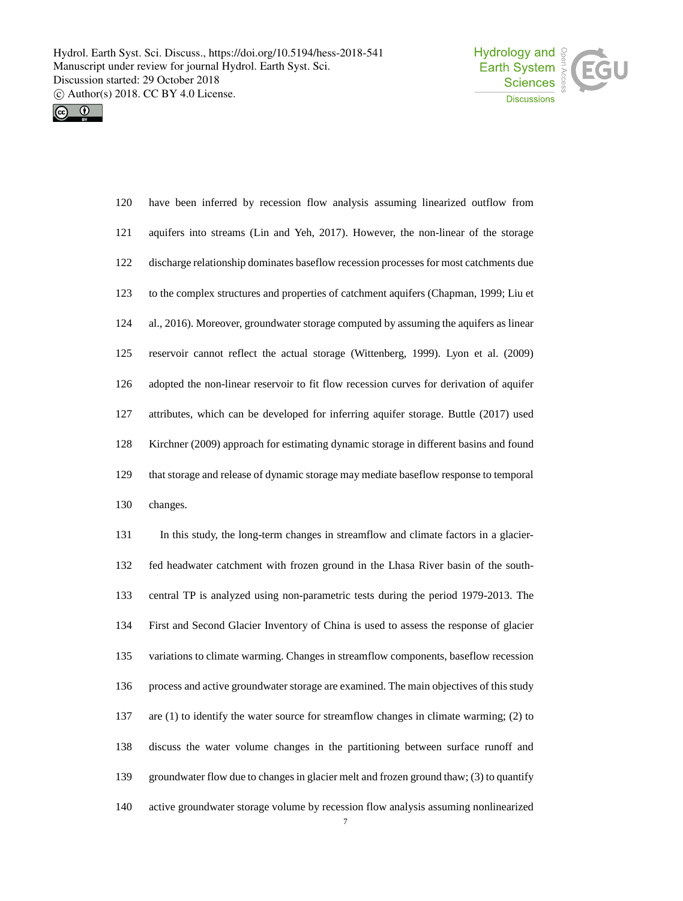have been inferred by recession flow analysis assuming linearized outflow from aquifers into streams (Lin and Yeh, 2017). However, the non-linear of the storage discharge relationship dominates baseflow recession processes for most catchments due to the complex structures and properties of catchment aquifers (Chapman, 1999; Liu et al., 2016). Moreover, groundwater storage computed by assuming the aquifers as linear reservoir cannot reflect the actual storage (Wittenberg, 1999). Lyon et al. (2009) adopted the non-linear reservoir to fit flow recession curves for derivation of aquifer attributes, which can be developed for inferring aquifer storage. Buttle (2017) used Kirchner (2009) approach for estimating dynamic storage in different basins and found that storage and release of dynamic storage may mediate baseflow response to temporal changes.

In this study, the long-term changes in streamflow and climate factors in a glacier-fed headwater catchment with frozen ground in the Lhasa River basin of the south-central TP is analyzed using non-parametric tests during the period 1979-2013. The First and Second Glacier Inventory of China is used to assess the response of glacier variations to climate warming. Changes in streamflow components, baseflow recession process and active groundwater storage are examined. The main objectives of this study are (1) to identify the water source for streamflow changes in climate warming; (2) to discuss the water volume changes in the partitioning between surface runoff and groundwater flow due to changes in glacier melt and frozen ground thaw; (3) to quantify active groundwater storage volume by recession flow analysis assuming nonlinearized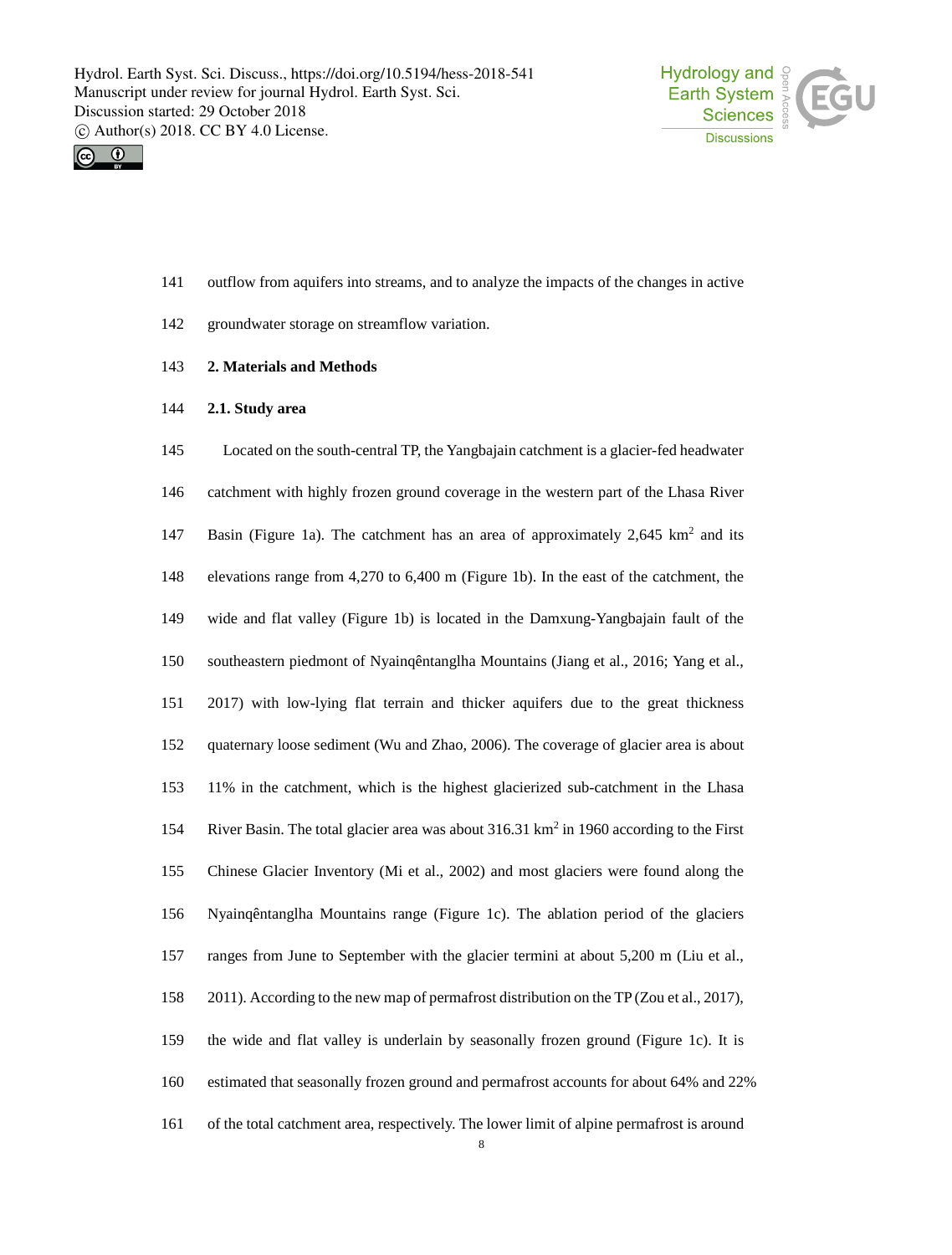outflow from aquifers into streams, and to analyze the impacts of the changes in active groundwater storage on streamflow variation.

## 2. Materials and Methods

### 2.1. Study area

Located on the south-central TP, the Yangbajain catchment is a glacier-fed headwater catchment with highly frozen ground coverage in the western part of the Lhasa River Basin (Figure 1a). The catchment has an area of approximately 2,645 km$^2$ and its elevations range from 4,270 to 6,400 m (Figure 1b). In the east of the catchment, the wide and flat valley (Figure 1b) is located in the Damxung-Yangbajain fault of the southeastern piedmont of Nyainqêntanglha Mountains (Jiang et al., 2016; Yang et al., 2017) with low-lying flat terrain and thicker aquifers due to the great thickness quaternary loose sediment (Wu and Zhao, 2006). The coverage of glacier area is about 11% in the catchment, which is the highest glacierized sub-catchment in the Lhasa River Basin. The total glacier area was about 316.31 km$^2$ in 1960 according to the First Chinese Glacier Inventory (Mi et al., 2002) and most glaciers were found along the Nyainqêntanglha Mountains range (Figure 1c). The ablation period of the glaciers ranges from June to September with the glacier termini at about 5,200 m (Liu et al., 2011). According to the new map of permafrost distribution on the TP (Zou et al., 2017), the wide and flat valley is underlain by seasonally frozen ground (Figure 1c). It is estimated that seasonally frozen ground and permafrost accounts for about 64% and 22% of the total catchment area, respectively. The lower limit of alpine permafrost is around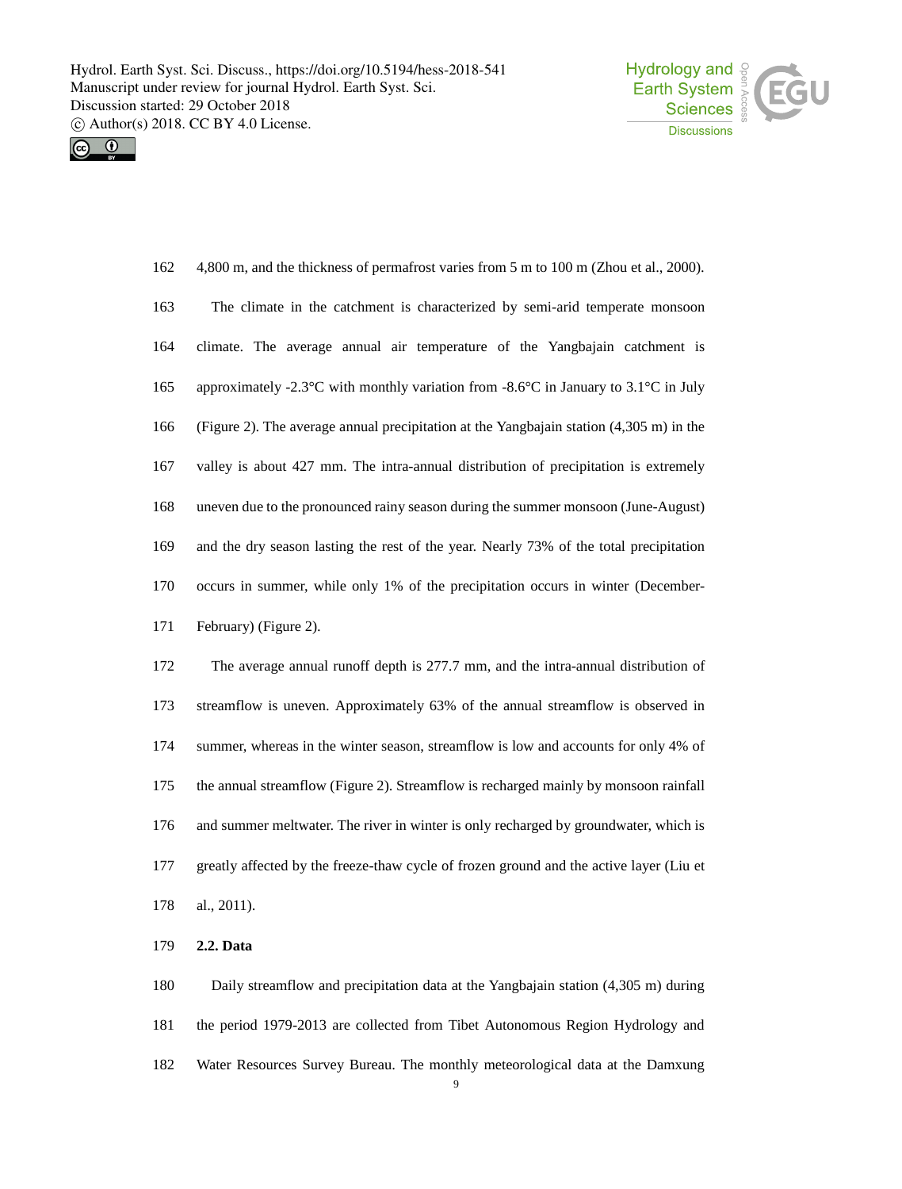4,800 m, and the thickness of permafrost varies from 5 m to 100 m (Zhou et al., 2000).

The climate in the catchment is characterized by semi-arid temperate monsoon climate. The average annual air temperature of the Yangbajain catchment is approximately -2.3°C with monthly variation from -8.6°C in January to 3.1°C in July (Figure 2). The average annual precipitation at the Yangbajain station (4,305 m) in the valley is about 427 mm. The intra-annual distribution of precipitation is extremely uneven due to the pronounced rainy season during the summer monsoon (June-August) and the dry season lasting the rest of the year. Nearly 73% of the total precipitation occurs in summer, while only 1% of the precipitation occurs in winter (December-February) (Figure 2).

The average annual runoff depth is 277.7 mm, and the intra-annual distribution of streamflow is uneven. Approximately 63% of the annual streamflow is observed in summer, whereas in the winter season, streamflow is low and accounts for only 4% of the annual streamflow (Figure 2). Streamflow is recharged mainly by monsoon rainfall and summer meltwater. The river in winter is only recharged by groundwater, which is greatly affected by the freeze-thaw cycle of frozen ground and the active layer (Liu et al., 2011).

### 2.2. Data

Daily streamflow and precipitation data at the Yangbajain station (4,305 m) during the period 1979-2013 are collected from Tibet Autonomous Region Hydrology and Water Resources Survey Bureau. The monthly meteorological data at the Damxung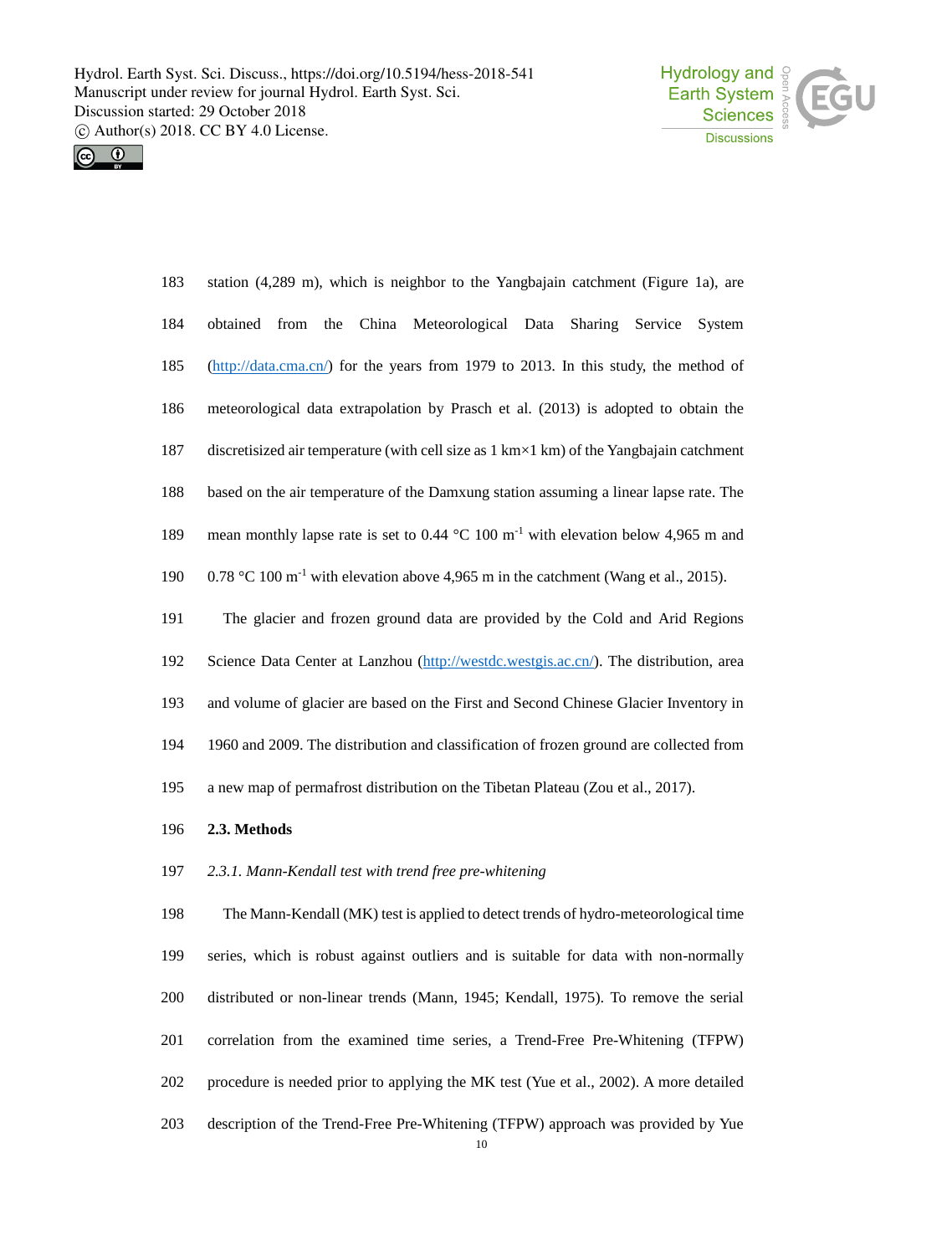station (4,289 m), which is neighbor to the Yangbajain catchment (Figure 1a), are obtained from the China Meteorological Data Sharing Service System (http://data.cma.cn/) for the years from 1979 to 2013. In this study, the method of meteorological data extrapolation by Prasch et al. (2013) is adopted to obtain the discretisized air temperature (with cell size as 1 km×1 km) of the Yangbajain catchment based on the air temperature of the Damxung station assuming a linear lapse rate. The mean monthly lapse rate is set to 0.44 °C 100 $m^{-1}$ with elevation below 4,965 m and 0.78 °C 100 $m^{-1}$ with elevation above 4,965 m in the catchment (Wang et al., 2015).

The glacier and frozen ground data are provided by the Cold and Arid Regions Science Data Center at Lanzhou (http://westdc.westgis.ac.cn/). The distribution, area and volume of glacier are based on the First and Second Chinese Glacier Inventory in 1960 and 2009. The distribution and classification of frozen ground are collected from a new map of permafrost distribution on the Tibetan Plateau (Zou et al., 2017).

## 2.3. Methods

### *2.3.1. Mann-Kendall test with trend free pre-whitening*

The Mann-Kendall (MK) test is applied to detect trends of hydro-meteorological time series, which is robust against outliers and is suitable for data with non-normally distributed or non-linear trends (Mann, 1945; Kendall, 1975). To remove the serial correlation from the examined time series, a Trend-Free Pre-Whitening (TFPW) procedure is needed prior to applying the MK test (Yue et al., 2002). A more detailed description of the Trend-Free Pre-Whitening (TFPW) approach was provided by Yue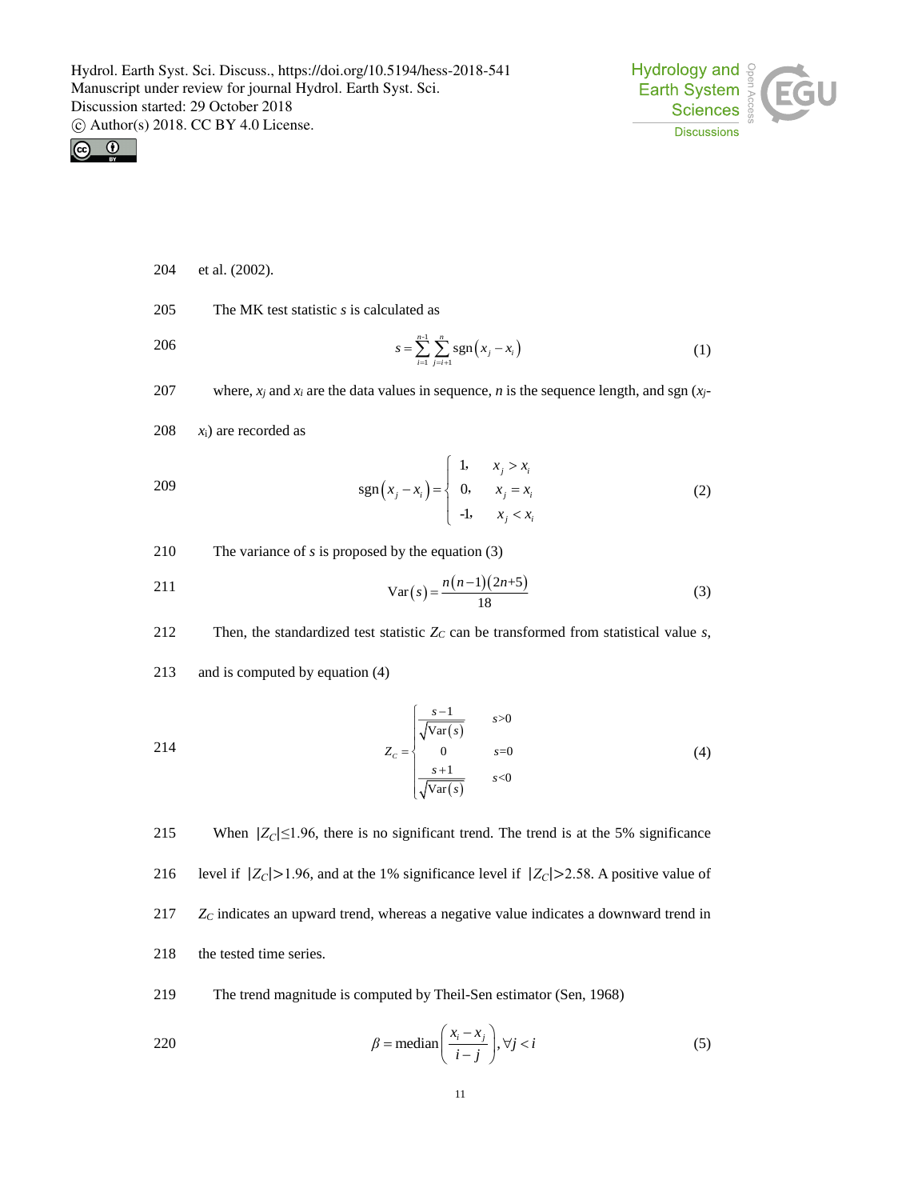et al. (2002).

The MK test statistic $s$ is calculated as

$$s = \sum_{i=1}^{n-1} \sum_{j=i+1}^{n} \operatorname{sgn}\left(x_j - x_i\right) \tag{1}$$

where, $x_j$ and $x_i$ are the data values in sequence, $n$ is the sequence length, and sgn ($x_j$-$x_i$) are recorded as

$$\operatorname{sgn}\left(x_j - x_i\right) = \begin{cases} 1, & x_j > x_i \\ 0, & x_j = x_i \\ -1, & x_j < x_i \end{cases} \tag{2}$$

The variance of $s$ is proposed by the equation (3)

$$\operatorname{Var}(s) = \frac{n(n-1)(2n+5)}{18} \tag{3}$$

Then, the standardized test statistic $Z_C$ can be transformed from statistical value $s$, and is computed by equation (4)

$$Z_C = \begin{cases} \dfrac{s-1}{\sqrt{\operatorname{Var}(s)}} & s>0 \\ 0 & s=0 \\ \dfrac{s+1}{\sqrt{\operatorname{Var}(s)}} & s<0 \end{cases} \tag{4}$$

When $|Z_C| \leq 1.96$, there is no significant trend. The trend is at the 5% significance level if $|Z_C| > 1.96$, and at the 1% significance level if $|Z_C| > 2.58$. A positive value of $Z_C$ indicates an upward trend, whereas a negative value indicates a downward trend in the tested time series.

The trend magnitude is computed by Theil-Sen estimator (Sen, 1968)

$$\beta = \operatorname{median}\left(\frac{x_i - x_j}{i - j}\right), \forall j < i \tag{5}$$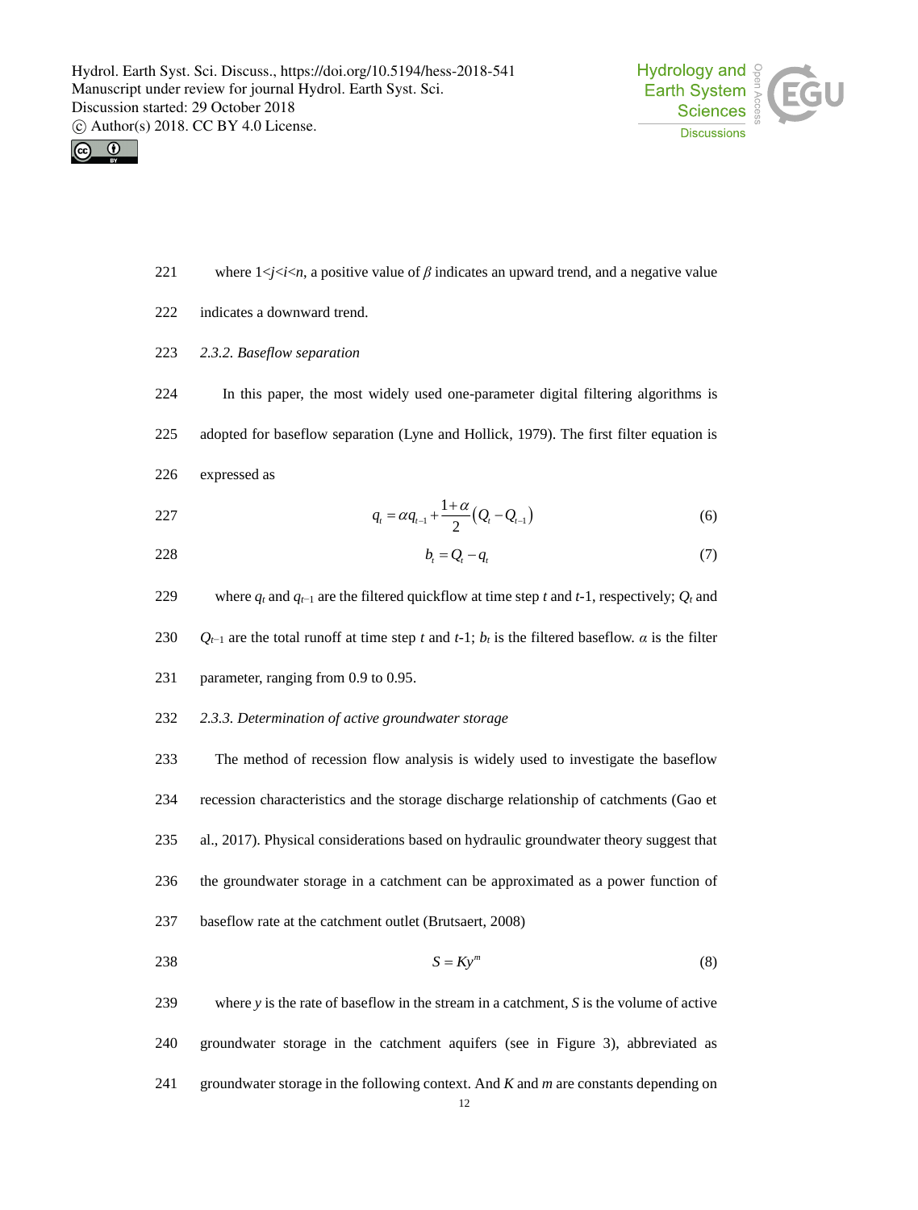where $1<j<i<n$, a positive value of $\beta$ indicates an upward trend, and a negative value indicates a downward trend.

### 2.3.2. Baseflow separation

In this paper, the most widely used one-parameter digital filtering algorithms is adopted for baseflow separation (Lyne and Hollick, 1979). The first filter equation is expressed as

$$q_t = \alpha q_{t-1} + \frac{1+\alpha}{2}\left(Q_t - Q_{t-1}\right) \tag{6}$$

$$b_t = Q_t - q_t \tag{7}$$

where $q_t$ and $q_{t-1}$ are the filtered quickflow at time step $t$ and $t$-1, respectively; $Q_t$ and $Q_{t-1}$ are the total runoff at time step $t$ and $t$-1; $b_t$ is the filtered baseflow. $\alpha$ is the filter parameter, ranging from 0.9 to 0.95.

### 2.3.3. Determination of active groundwater storage

The method of recession flow analysis is widely used to investigate the baseflow recession characteristics and the storage discharge relationship of catchments (Gao et al., 2017). Physical considerations based on hydraulic groundwater theory suggest that the groundwater storage in a catchment can be approximated as a power function of baseflow rate at the catchment outlet (Brutsaert, 2008)

$$S = Ky^m \tag{8}$$

where $y$ is the rate of baseflow in the stream in a catchment, $S$ is the volume of active groundwater storage in the catchment aquifers (see in Figure 3), abbreviated as groundwater storage in the following context. And $K$ and $m$ are constants depending on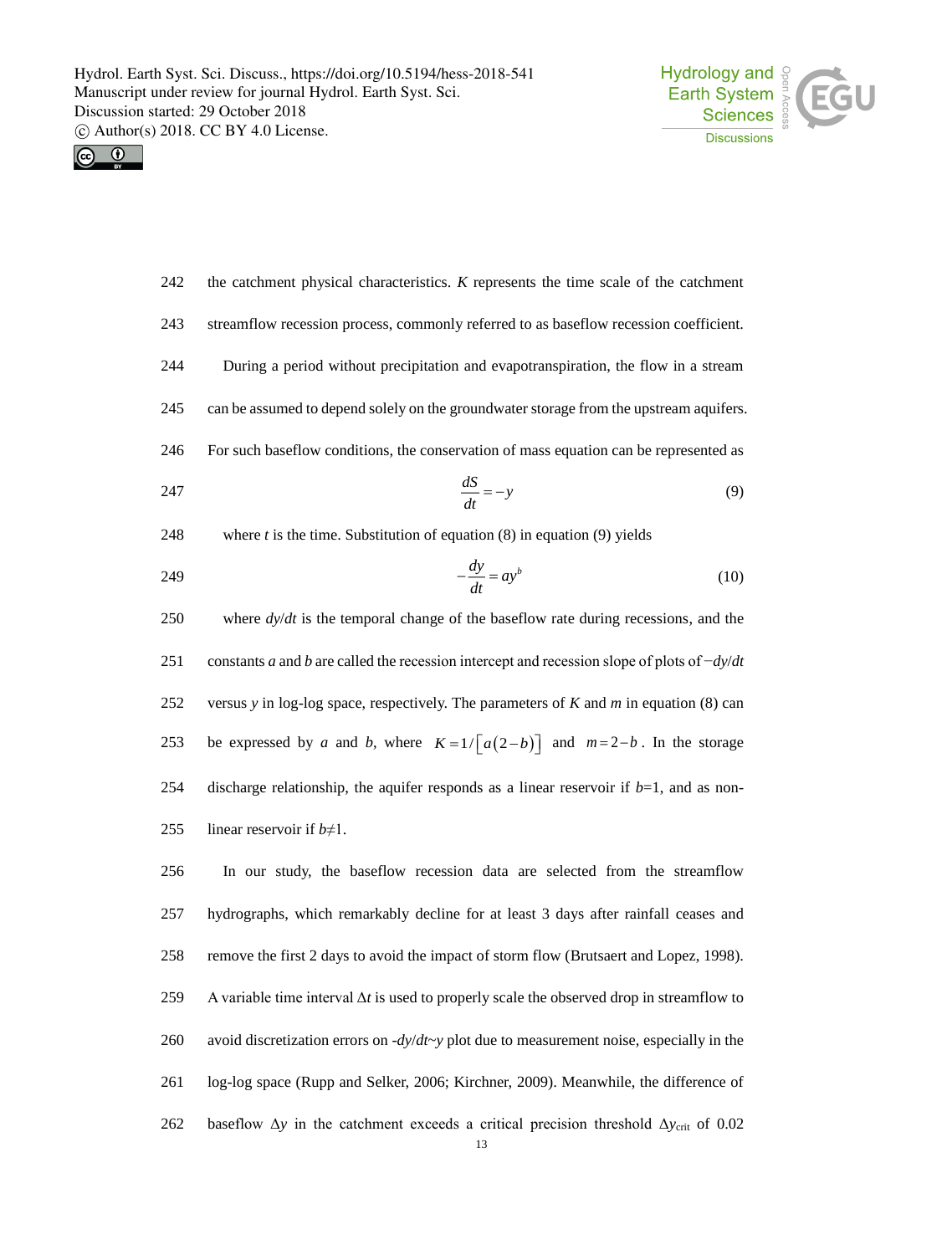the catchment physical characteristics. $K$ represents the time scale of the catchment streamflow recession process, commonly referred to as baseflow recession coefficient.

During a period without precipitation and evapotranspiration, the flow in a stream can be assumed to depend solely on the groundwater storage from the upstream aquifers. For such baseflow conditions, the conservation of mass equation can be represented as

$$\frac{dS}{dt} = -y \tag{9}$$

where $t$ is the time. Substitution of equation (8) in equation (9) yields

$$-\frac{dy}{dt} = ay^{b} \tag{10}$$

where $dy/dt$ is the temporal change of the baseflow rate during recessions, and the constants $a$ and $b$ are called the recession intercept and recession slope of plots of $-dy/dt$ versus $y$ in log-log space, respectively. The parameters of $K$ and $m$ in equation (8) can be expressed by $a$ and $b$, where $K = 1/\left[a(2-b)\right]$ and $m = 2-b$. In the storage discharge relationship, the aquifer responds as a linear reservoir if $b$=1, and as non-linear reservoir if $b \neq 1$.

In our study, the baseflow recession data are selected from the streamflow hydrographs, which remarkably decline for at least 3 days after rainfall ceases and remove the first 2 days to avoid the impact of storm flow (Brutsaert and Lopez, 1998). A variable time interval $\Delta t$ is used to properly scale the observed drop in streamflow to avoid discretization errors on $-dy/dt \sim y$ plot due to measurement noise, especially in the log-log space (Rupp and Selker, 2006; Kirchner, 2009). Meanwhile, the difference of baseflow $\Delta y$ in the catchment exceeds a critical precision threshold $\Delta y_{\mathrm{crit}}$ of 0.02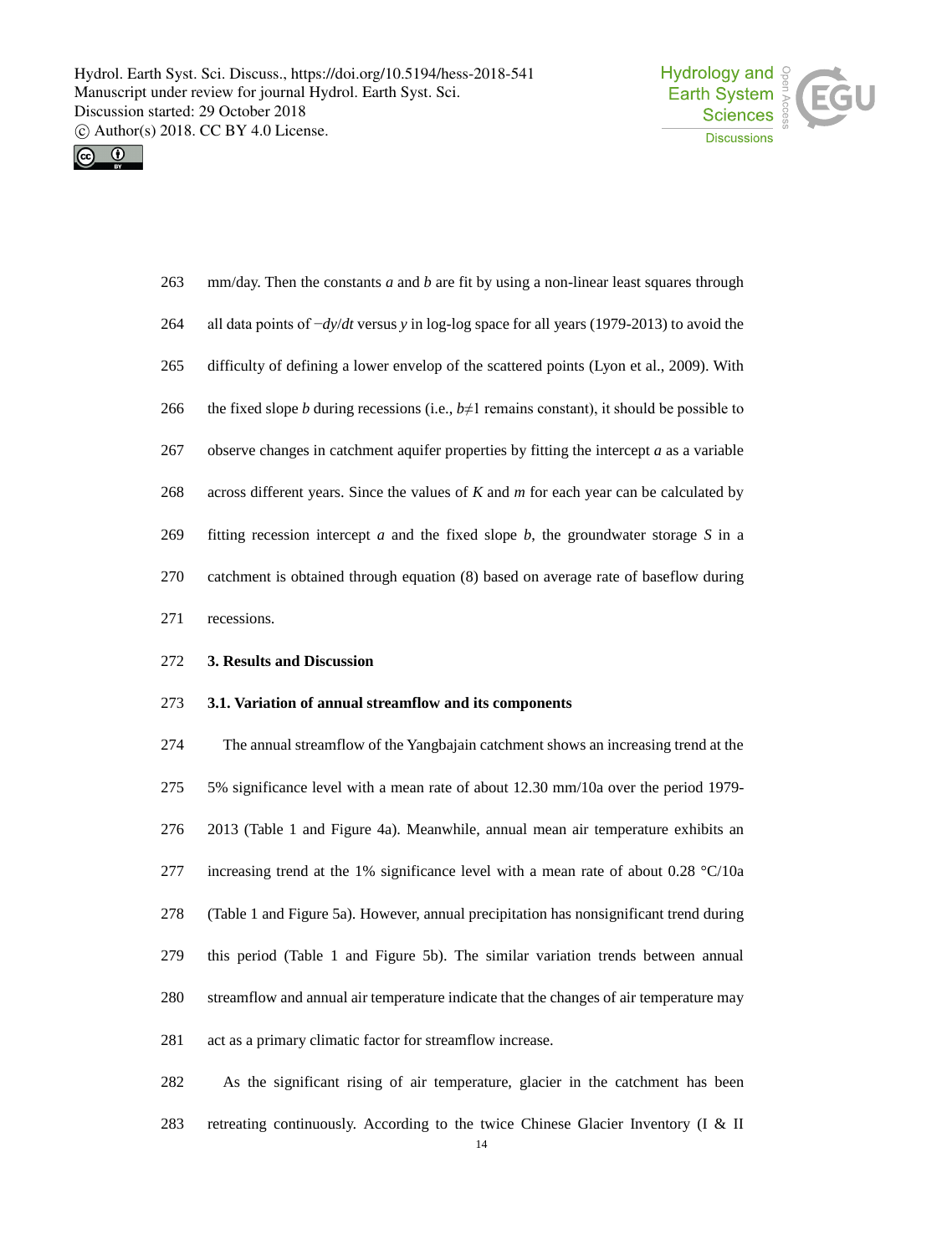mm/day. Then the constants $a$ and $b$ are fit by using a non-linear least squares through all data points of $-dy/dt$ versus $y$ in log-log space for all years (1979-2013) to avoid the difficulty of defining a lower envelop of the scattered points (Lyon et al., 2009). With the fixed slope $b$ during recessions (i.e., $b \neq 1$ remains constant), it should be possible to observe changes in catchment aquifer properties by fitting the intercept $a$ as a variable across different years. Since the values of $K$ and $m$ for each year can be calculated by fitting recession intercept $a$ and the fixed slope $b$, the groundwater storage $S$ in a catchment is obtained through equation (8) based on average rate of baseflow during recessions.

## 3. Results and Discussion

### 3.1. Variation of annual streamflow and its components

The annual streamflow of the Yangbajain catchment shows an increasing trend at the 5% significance level with a mean rate of about 12.30 mm/10a over the period 1979-2013 (Table 1 and Figure 4a). Meanwhile, annual mean air temperature exhibits an increasing trend at the 1% significance level with a mean rate of about 0.28 °C/10a (Table 1 and Figure 5a). However, annual precipitation has nonsignificant trend during this period (Table 1 and Figure 5b). The similar variation trends between annual streamflow and annual air temperature indicate that the changes of air temperature may act as a primary climatic factor for streamflow increase.

As the significant rising of air temperature, glacier in the catchment has been retreating continuously. According to the twice Chinese Glacier Inventory (I & II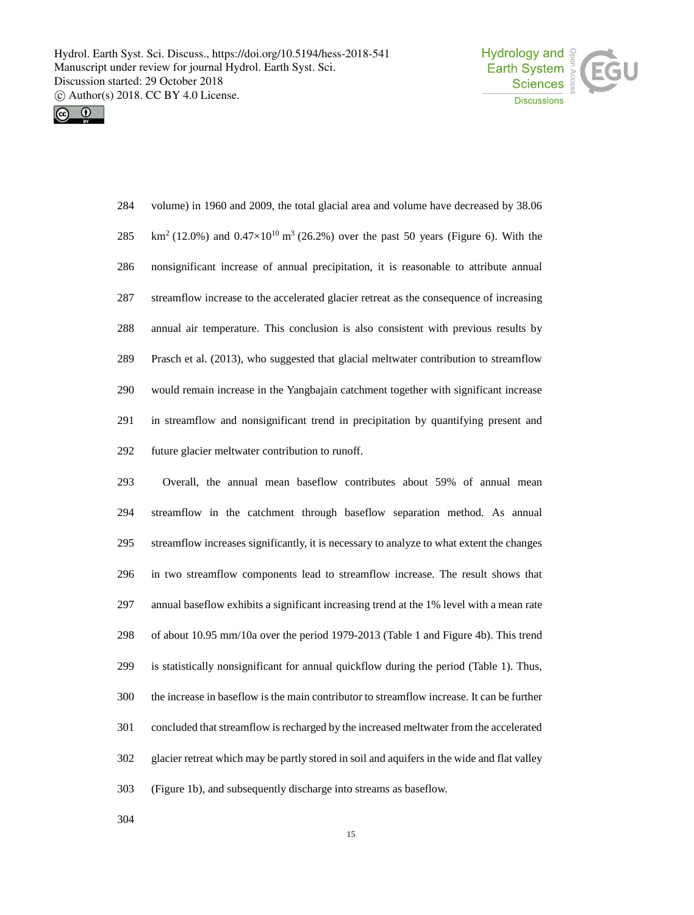volume) in 1960 and 2009, the total glacial area and volume have decreased by 38.06 $km^2$ (12.0%) and $0.47\times10^{10}$ $m^3$ (26.2%) over the past 50 years (Figure 6). With the nonsignificant increase of annual precipitation, it is reasonable to attribute annual streamflow increase to the accelerated glacier retreat as the consequence of increasing annual air temperature. This conclusion is also consistent with previous results by Prasch et al. (2013), who suggested that glacial meltwater contribution to streamflow would remain increase in the Yangbajain catchment together with significant increase in streamflow and nonsignificant trend in precipitation by quantifying present and future glacier meltwater contribution to runoff.

Overall, the annual mean baseflow contributes about 59% of annual mean streamflow in the catchment through baseflow separation method. As annual streamflow increases significantly, it is necessary to analyze to what extent the changes in two streamflow components lead to streamflow increase. The result shows that annual baseflow exhibits a significant increasing trend at the 1% level with a mean rate of about 10.95 mm/10a over the period 1979-2013 (Table 1 and Figure 4b). This trend is statistically nonsignificant for annual quickflow during the period (Table 1). Thus, the increase in baseflow is the main contributor to streamflow increase. It can be further concluded that streamflow is recharged by the increased meltwater from the accelerated glacier retreat which may be partly stored in soil and aquifers in the wide and flat valley (Figure 1b), and subsequently discharge into streams as baseflow.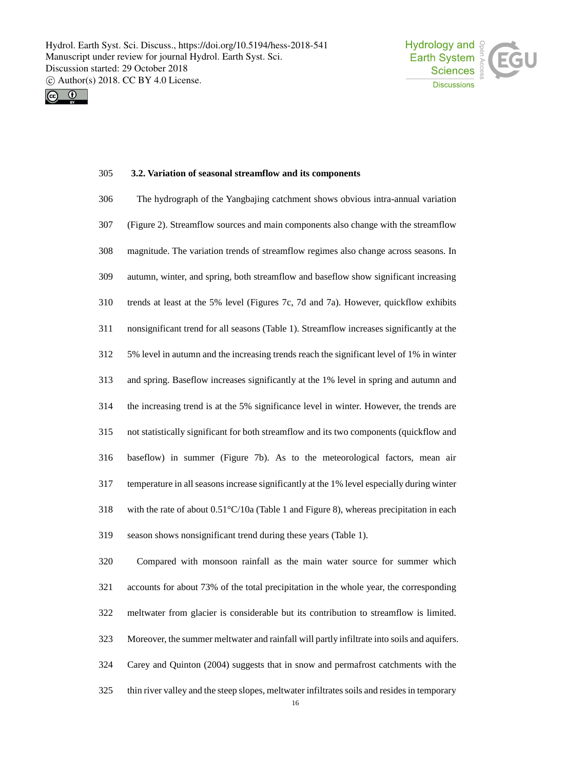### 3.2. Variation of seasonal streamflow and its components

The hydrograph of the Yangbajing catchment shows obvious intra-annual variation (Figure 2). Streamflow sources and main components also change with the streamflow magnitude. The variation trends of streamflow regimes also change across seasons. In autumn, winter, and spring, both streamflow and baseflow show significant increasing trends at least at the 5% level (Figures 7c, 7d and 7a). However, quickflow exhibits nonsignificant trend for all seasons (Table 1). Streamflow increases significantly at the 5% level in autumn and the increasing trends reach the significant level of 1% in winter and spring. Baseflow increases significantly at the 1% level in spring and autumn and the increasing trend is at the 5% significance level in winter. However, the trends are not statistically significant for both streamflow and its two components (quickflow and baseflow) in summer (Figure 7b). As to the meteorological factors, mean air temperature in all seasons increase significantly at the 1% level especially during winter with the rate of about 0.51°C/10a (Table 1 and Figure 8), whereas precipitation in each season shows nonsignificant trend during these years (Table 1).

Compared with monsoon rainfall as the main water source for summer which accounts for about 73% of the total precipitation in the whole year, the corresponding meltwater from glacier is considerable but its contribution to streamflow is limited. Moreover, the summer meltwater and rainfall will partly infiltrate into soils and aquifers. Carey and Quinton (2004) suggests that in snow and permafrost catchments with the thin river valley and the steep slopes, meltwater infiltrates soils and resides in temporary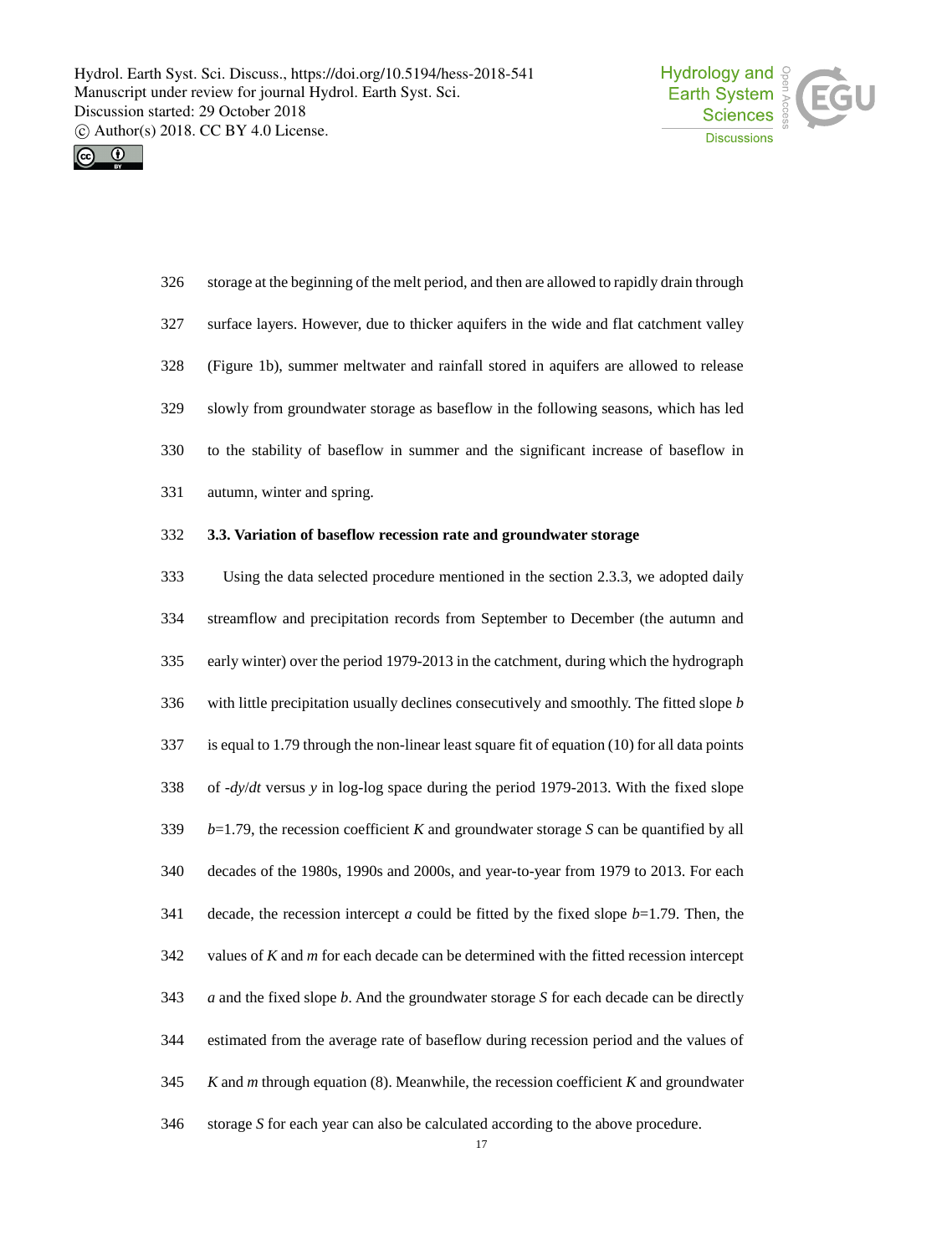storage at the beginning of the melt period, and then are allowed to rapidly drain through surface layers. However, due to thicker aquifers in the wide and flat catchment valley (Figure 1b), summer meltwater and rainfall stored in aquifers are allowed to release slowly from groundwater storage as baseflow in the following seasons, which has led to the stability of baseflow in summer and the significant increase of baseflow in autumn, winter and spring.

### 3.3. Variation of baseflow recession rate and groundwater storage

Using the data selected procedure mentioned in the section 2.3.3, we adopted daily streamflow and precipitation records from September to December (the autumn and early winter) over the period 1979-2013 in the catchment, during which the hydrograph with little precipitation usually declines consecutively and smoothly. The fitted slope $b$ is equal to 1.79 through the non-linear least square fit of equation (10) for all data points of $-dy/dt$ versus $y$ in log-log space during the period 1979-2013. With the fixed slope $b$=1.79, the recession coefficient $K$ and groundwater storage $S$ can be quantified by all decades of the 1980s, 1990s and 2000s, and year-to-year from 1979 to 2013. For each decade, the recession intercept $a$ could be fitted by the fixed slope $b$=1.79. Then, the values of $K$ and $m$ for each decade can be determined with the fitted recession intercept $a$ and the fixed slope $b$. And the groundwater storage $S$ for each decade can be directly estimated from the average rate of baseflow during recession period and the values of $K$ and $m$ through equation (8). Meanwhile, the recession coefficient $K$ and groundwater storage $S$ for each year can also be calculated according to the above procedure.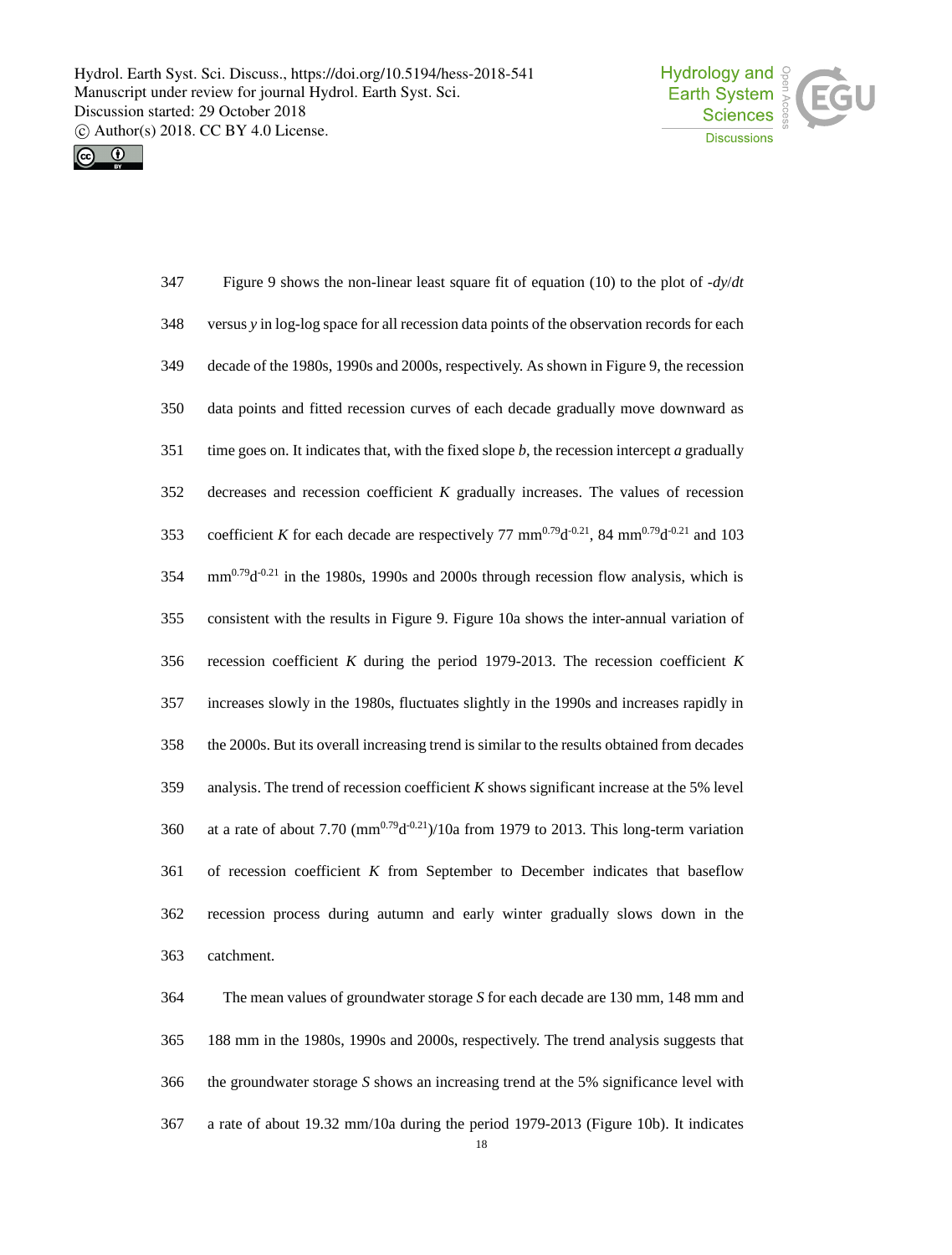Figure 9 shows the non-linear least square fit of equation (10) to the plot of $-dy/dt$ versus $y$ in log-log space for all recession data points of the observation records for each decade of the 1980s, 1990s and 2000s, respectively. As shown in Figure 9, the recession data points and fitted recession curves of each decade gradually move downward as time goes on. It indicates that, with the fixed slope $b$, the recession intercept $a$ gradually decreases and recession coefficient $K$ gradually increases. The values of recession coefficient $K$ for each decade are respectively 77 $\mathrm{mm}^{0.79}\mathrm{d}^{-0.21}$, 84 $\mathrm{mm}^{0.79}\mathrm{d}^{-0.21}$ and 103 $\mathrm{mm}^{0.79}\mathrm{d}^{-0.21}$ in the 1980s, 1990s and 2000s through recession flow analysis, which is consistent with the results in Figure 9. Figure 10a shows the inter-annual variation of recession coefficient $K$ during the period 1979-2013. The recession coefficient $K$ increases slowly in the 1980s, fluctuates slightly in the 1990s and increases rapidly in the 2000s. But its overall increasing trend is similar to the results obtained from decades analysis. The trend of recession coefficient $K$ shows significant increase at the 5% level at a rate of about 7.70 ($\mathrm{mm}^{0.79}\mathrm{d}^{-0.21}$)/10a from 1979 to 2013. This long-term variation of recession coefficient $K$ from September to December indicates that baseflow recession process during autumn and early winter gradually slows down in the catchment.

The mean values of groundwater storage $S$ for each decade are 130 mm, 148 mm and 188 mm in the 1980s, 1990s and 2000s, respectively. The trend analysis suggests that the groundwater storage $S$ shows an increasing trend at the 5% significance level with a rate of about 19.32 mm/10a during the period 1979-2013 (Figure 10b). It indicates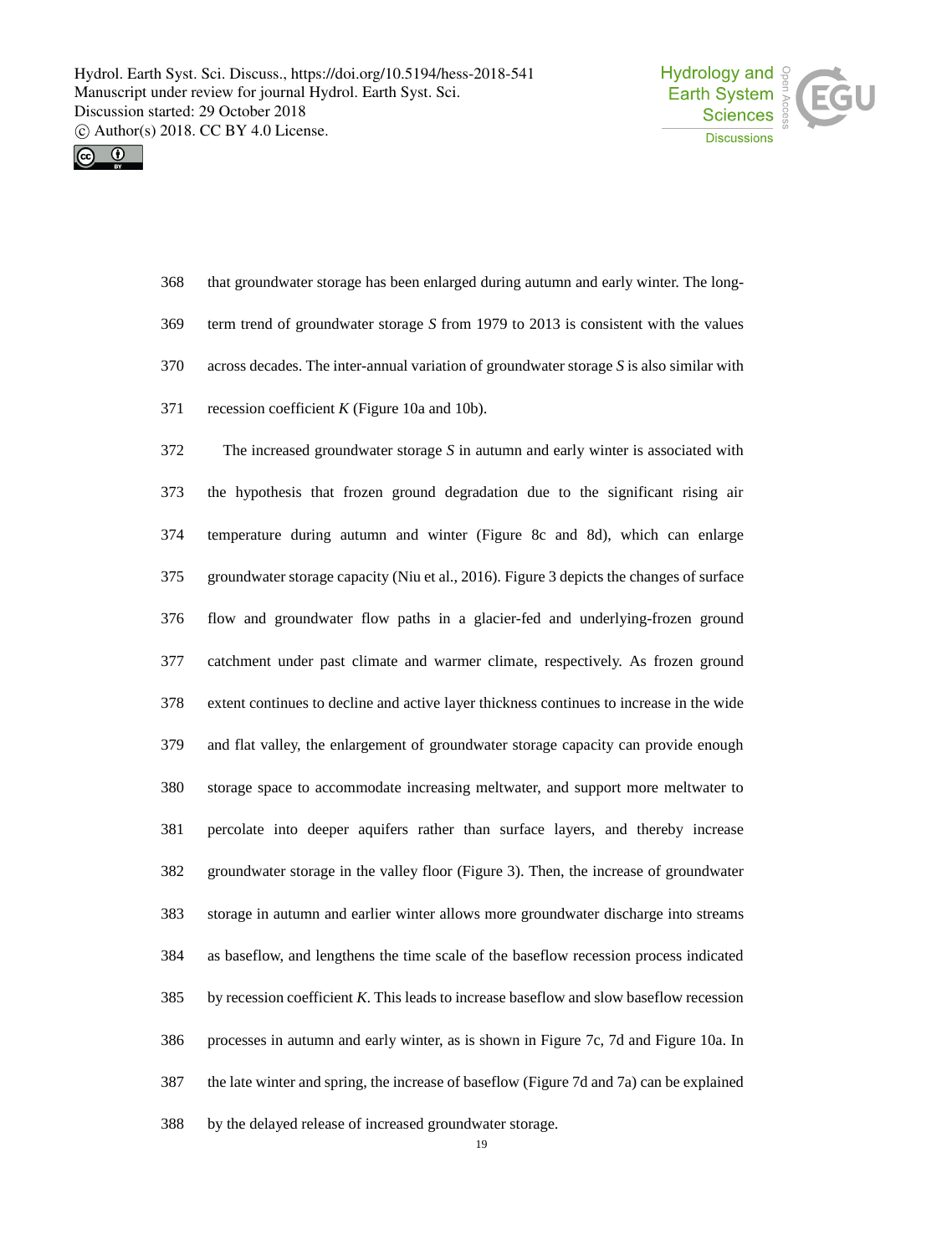that groundwater storage has been enlarged during autumn and early winter. The long-term trend of groundwater storage $S$ from 1979 to 2013 is consistent with the values across decades. The inter-annual variation of groundwater storage $S$ is also similar with recession coefficient $K$ (Figure 10a and 10b).

The increased groundwater storage $S$ in autumn and early winter is associated with the hypothesis that frozen ground degradation due to the significant rising air temperature during autumn and winter (Figure 8c and 8d), which can enlarge groundwater storage capacity (Niu et al., 2016). Figure 3 depicts the changes of surface flow and groundwater flow paths in a glacier-fed and underlying-frozen ground catchment under past climate and warmer climate, respectively. As frozen ground extent continues to decline and active layer thickness continues to increase in the wide and flat valley, the enlargement of groundwater storage capacity can provide enough storage space to accommodate increasing meltwater, and support more meltwater to percolate into deeper aquifers rather than surface layers, and thereby increase groundwater storage in the valley floor (Figure 3). Then, the increase of groundwater storage in autumn and earlier winter allows more groundwater discharge into streams as baseflow, and lengthens the time scale of the baseflow recession process indicated by recession coefficient $K$. This leads to increase baseflow and slow baseflow recession processes in autumn and early winter, as is shown in Figure 7c, 7d and Figure 10a. In the late winter and spring, the increase of baseflow (Figure 7d and 7a) can be explained by the delayed release of increased groundwater storage.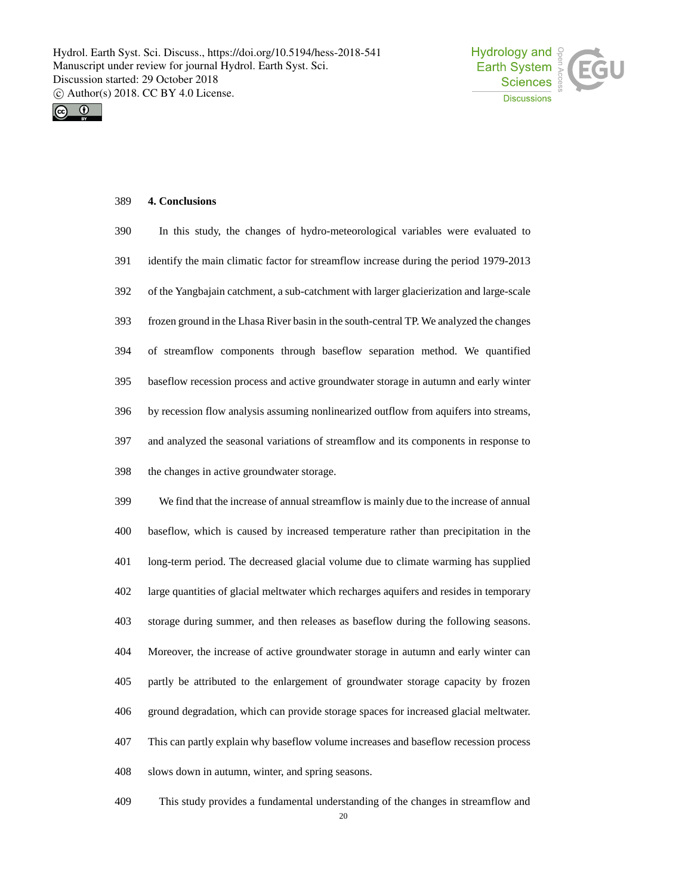## 4. Conclusions

In this study, the changes of hydro-meteorological variables were evaluated to identify the main climatic factor for streamflow increase during the period 1979-2013 of the Yangbajain catchment, a sub-catchment with larger glacierization and large-scale frozen ground in the Lhasa River basin in the south-central TP. We analyzed the changes of streamflow components through baseflow separation method. We quantified baseflow recession process and active groundwater storage in autumn and early winter by recession flow analysis assuming nonlinearized outflow from aquifers into streams, and analyzed the seasonal variations of streamflow and its components in response to the changes in active groundwater storage.

We find that the increase of annual streamflow is mainly due to the increase of annual baseflow, which is caused by increased temperature rather than precipitation in the long-term period. The decreased glacial volume due to climate warming has supplied large quantities of glacial meltwater which recharges aquifers and resides in temporary storage during summer, and then releases as baseflow during the following seasons. Moreover, the increase of active groundwater storage in autumn and early winter can partly be attributed to the enlargement of groundwater storage capacity by frozen ground degradation, which can provide storage spaces for increased glacial meltwater. This can partly explain why baseflow volume increases and baseflow recession process slows down in autumn, winter, and spring seasons.

This study provides a fundamental understanding of the changes in streamflow and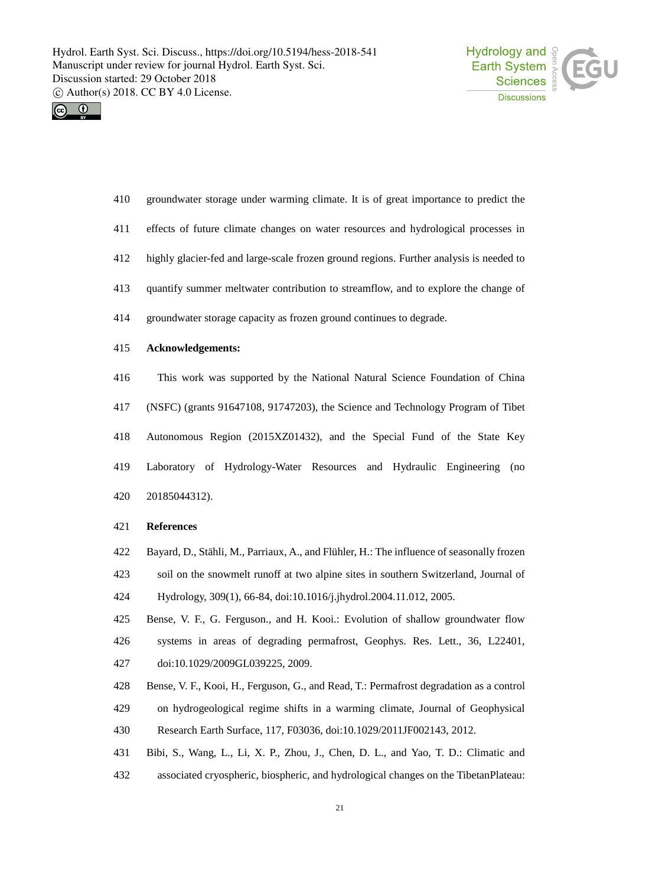groundwater storage under warming climate. It is of great importance to predict the effects of future climate changes on water resources and hydrological processes in highly glacier-fed and large-scale frozen ground regions. Further analysis is needed to quantify summer meltwater contribution to streamflow, and to explore the change of groundwater storage capacity as frozen ground continues to degrade.

**Acknowledgements:**

This work was supported by the National Natural Science Foundation of China (NSFC) (grants 91647108, 91747203), the Science and Technology Program of Tibet Autonomous Region (2015XZ01432), and the Special Fund of the State Key Laboratory of Hydrology-Water Resources and Hydraulic Engineering (no 20185044312).

**References**

Bayard, D., Stähli, M., Parriaux, A., and Flühler, H.: The influence of seasonally frozen soil on the snowmelt runoff at two alpine sites in southern Switzerland, Journal of Hydrology, 309(1), 66-84, doi:10.1016/j.jhydrol.2004.11.012, 2005.

Bense, V. F., G. Ferguson., and H. Kooi.: Evolution of shallow groundwater flow systems in areas of degrading permafrost, Geophys. Res. Lett., 36, L22401, doi:10.1029/2009GL039225, 2009.

Bense, V. F., Kooi, H., Ferguson, G., and Read, T.: Permafrost degradation as a control on hydrogeological regime shifts in a warming climate, Journal of Geophysical Research Earth Surface, 117, F03036, doi:10.1029/2011JF002143, 2012.

Bibi, S., Wang, L., Li, X. P., Zhou, J., Chen, D. L., and Yao, T. D.: Climatic and associated cryospheric, biospheric, and hydrological changes on the TibetanPlateau: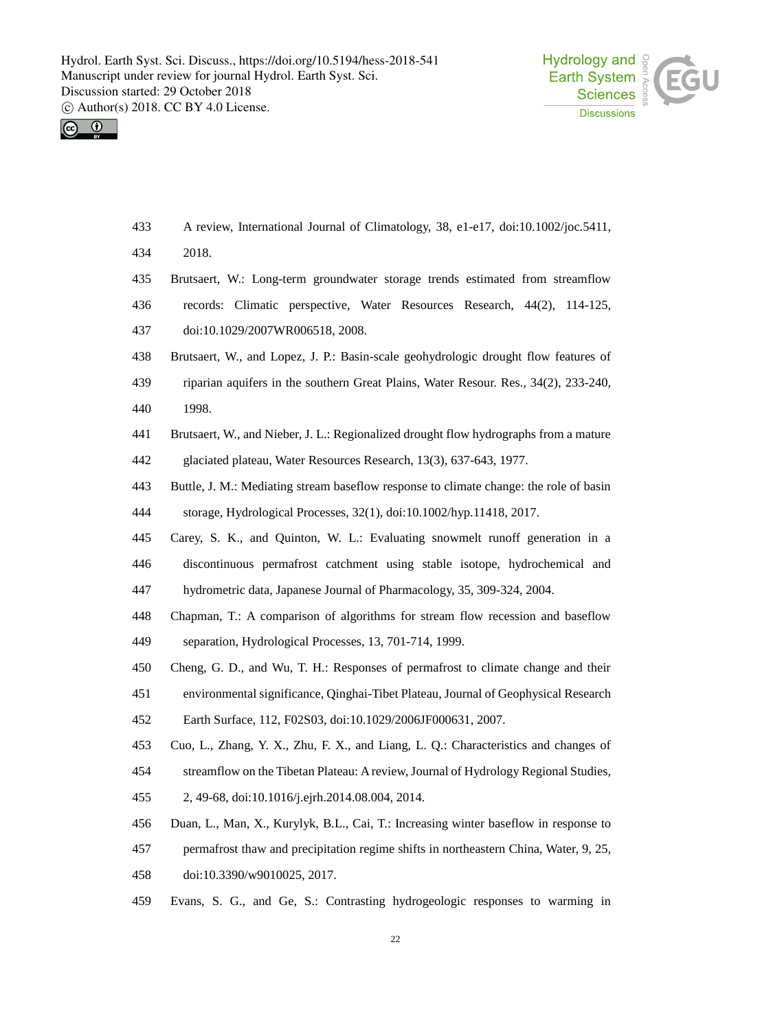433 A review, International Journal of Climatology, 38, e1-e17, doi:10.1002/joc.5411,
434 2018.

435 Brutsaert, W.: Long-term groundwater storage trends estimated from streamflow
436 records: Climatic perspective, Water Resources Research, 44(2), 114-125,
437 doi:10.1029/2007WR006518, 2008.

438 Brutsaert, W., and Lopez, J. P.: Basin-scale geohydrologic drought flow features of
439 riparian aquifers in the southern Great Plains, Water Resour. Res., 34(2), 233-240,
440 1998.

441 Brutsaert, W., and Nieber, J. L.: Regionalized drought flow hydrographs from a mature
442 glaciated plateau, Water Resources Research, 13(3), 637-643, 1977.

443 Buttle, J. M.: Mediating stream baseflow response to climate change: the role of basin
444 storage, Hydrological Processes, 32(1), doi:10.1002/hyp.11418, 2017.

445 Carey, S. K., and Quinton, W. L.: Evaluating snowmelt runoff generation in a
446 discontinuous permafrost catchment using stable isotope, hydrochemical and
447 hydrometric data, Japanese Journal of Pharmacology, 35, 309-324, 2004.

448 Chapman, T.: A comparison of algorithms for stream flow recession and baseflow
449 separation, Hydrological Processes, 13, 701-714, 1999.

450 Cheng, G. D., and Wu, T. H.: Responses of permafrost to climate change and their
451 environmental significance, Qinghai-Tibet Plateau, Journal of Geophysical Research
452 Earth Surface, 112, F02S03, doi:10.1029/2006JF000631, 2007.

453 Cuo, L., Zhang, Y. X., Zhu, F. X., and Liang, L. Q.: Characteristics and changes of
454 streamflow on the Tibetan Plateau: A review, Journal of Hydrology Regional Studies,
455 2, 49-68, doi:10.1016/j.ejrh.2014.08.004, 2014.

456 Duan, L., Man, X., Kurylyk, B.L., Cai, T.: Increasing winter baseflow in response to
457 permafrost thaw and precipitation regime shifts in northeastern China, Water, 9, 25,
458 doi:10.3390/w9010025, 2017.

459 Evans, S. G., and Ge, S.: Contrasting hydrogeologic responses to warming in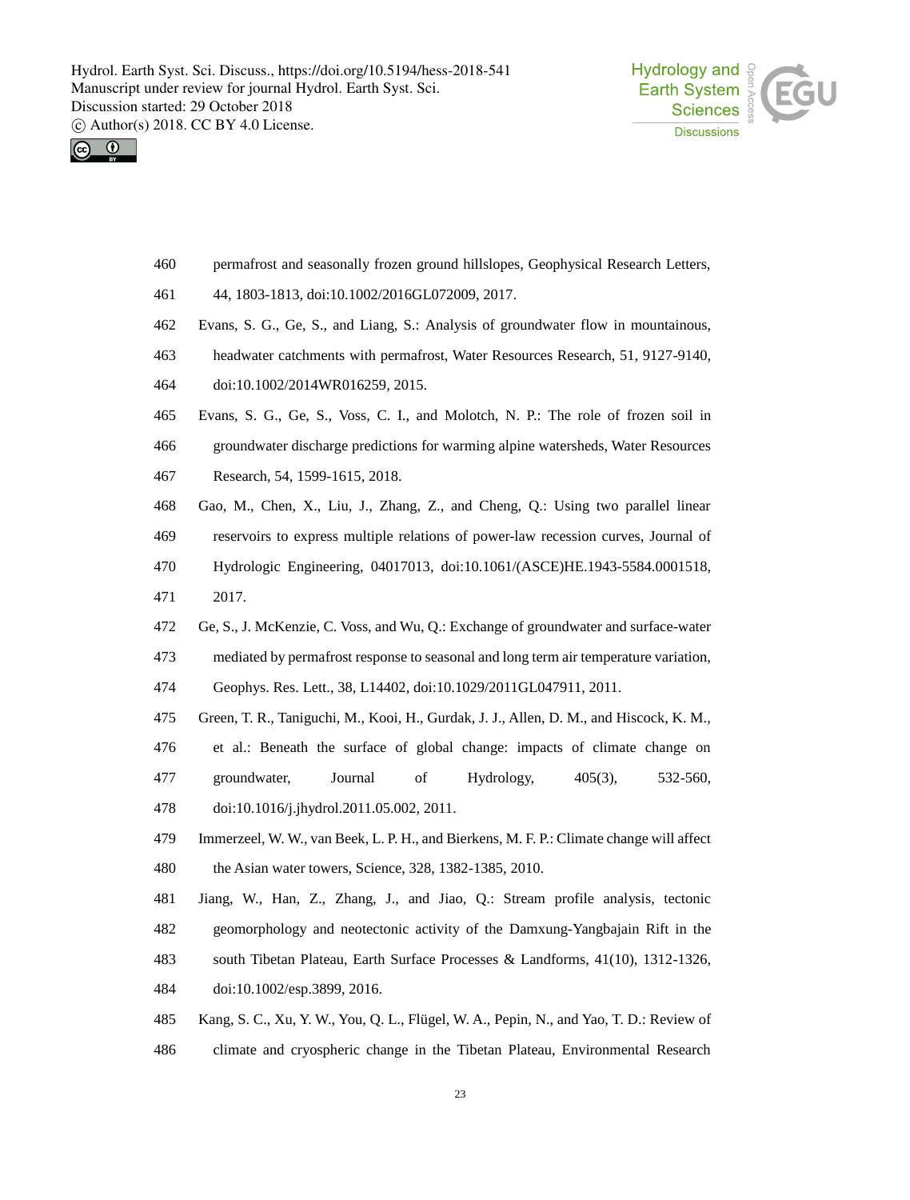permafrost and seasonally frozen ground hillslopes, Geophysical Research Letters, 44, 1803-1813, doi:10.1002/2016GL072009, 2017.

Evans, S. G., Ge, S., and Liang, S.: Analysis of groundwater flow in mountainous, headwater catchments with permafrost, Water Resources Research, 51, 9127-9140, doi:10.1002/2014WR016259, 2015.

Evans, S. G., Ge, S., Voss, C. I., and Molotch, N. P.: The role of frozen soil in groundwater discharge predictions for warming alpine watersheds, Water Resources Research, 54, 1599-1615, 2018.

Gao, M., Chen, X., Liu, J., Zhang, Z., and Cheng, Q.: Using two parallel linear reservoirs to express multiple relations of power-law recession curves, Journal of Hydrologic Engineering, 04017013, doi:10.1061/(ASCE)HE.1943-5584.0001518, 2017.

Ge, S., J. McKenzie, C. Voss, and Wu, Q.: Exchange of groundwater and surface-water mediated by permafrost response to seasonal and long term air temperature variation, Geophys. Res. Lett., 38, L14402, doi:10.1029/2011GL047911, 2011.

Green, T. R., Taniguchi, M., Kooi, H., Gurdak, J. J., Allen, D. M., and Hiscock, K. M., et al.: Beneath the surface of global change: impacts of climate change on groundwater, Journal of Hydrology, 405(3), 532-560, doi:10.1016/j.jhydrol.2011.05.002, 2011.

Immerzeel, W. W., van Beek, L. P. H., and Bierkens, M. F. P.: Climate change will affect the Asian water towers, Science, 328, 1382-1385, 2010.

Jiang, W., Han, Z., Zhang, J., and Jiao, Q.: Stream profile analysis, tectonic geomorphology and neotectonic activity of the Damxung-Yangbajain Rift in the south Tibetan Plateau, Earth Surface Processes & Landforms, 41(10), 1312-1326, doi:10.1002/esp.3899, 2016.

Kang, S. C., Xu, Y. W., You, Q. L., Flügel, W. A., Pepin, N., and Yao, T. D.: Review of climate and cryospheric change in the Tibetan Plateau, Environmental Research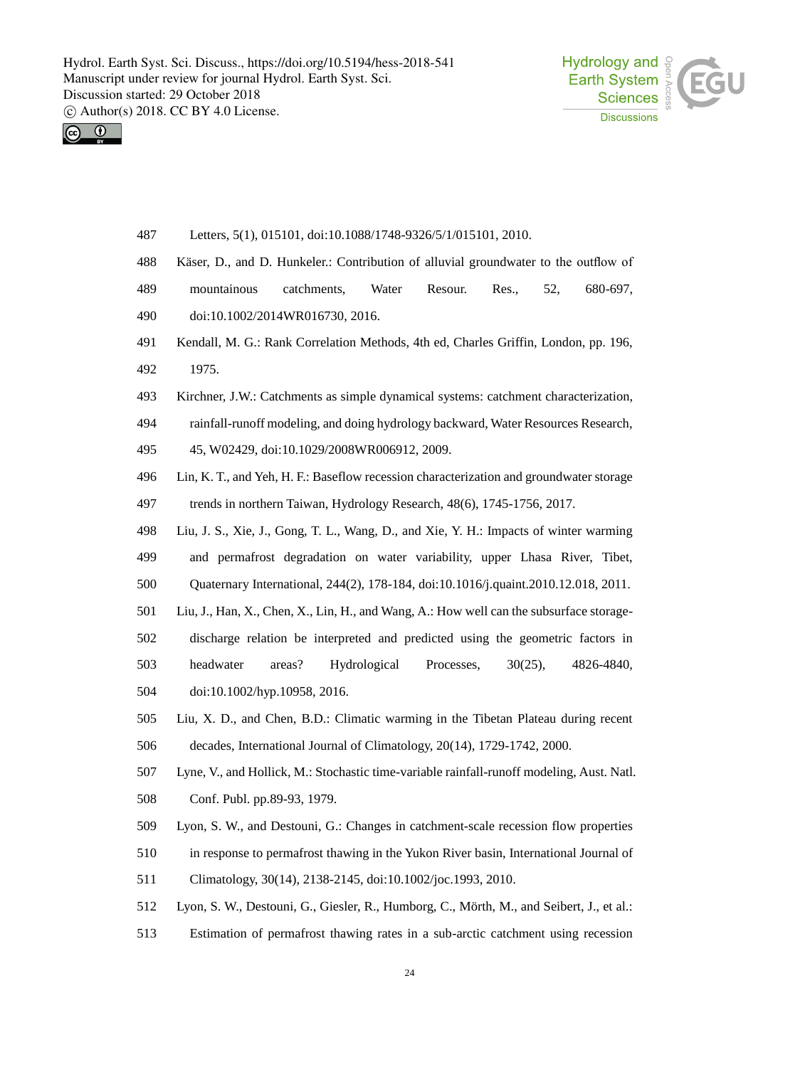Letters, 5(1), 015101, doi:10.1088/1748-9326/5/1/015101, 2010.

Käser, D., and D. Hunkeler.: Contribution of alluvial groundwater to the outflow of mountainous catchments, Water Resour. Res., 52, 680-697, doi:10.1002/2014WR016730, 2016.

Kendall, M. G.: Rank Correlation Methods, 4th ed, Charles Griffin, London, pp. 196, 1975.

Kirchner, J.W.: Catchments as simple dynamical systems: catchment characterization, rainfall-runoff modeling, and doing hydrology backward, Water Resources Research, 45, W02429, doi:10.1029/2008WR006912, 2009.

Lin, K. T., and Yeh, H. F.: Baseflow recession characterization and groundwater storage trends in northern Taiwan, Hydrology Research, 48(6), 1745-1756, 2017.

Liu, J. S., Xie, J., Gong, T. L., Wang, D., and Xie, Y. H.: Impacts of winter warming and permafrost degradation on water variability, upper Lhasa River, Tibet, Quaternary International, 244(2), 178-184, doi:10.1016/j.quaint.2010.12.018, 2011.

Liu, J., Han, X., Chen, X., Lin, H., and Wang, A.: How well can the subsurface storage-discharge relation be interpreted and predicted using the geometric factors in headwater areas? Hydrological Processes, 30(25), 4826-4840, doi:10.1002/hyp.10958, 2016.

Liu, X. D., and Chen, B.D.: Climatic warming in the Tibetan Plateau during recent decades, International Journal of Climatology, 20(14), 1729-1742, 2000.

Lyne, V., and Hollick, M.: Stochastic time-variable rainfall-runoff modeling, Aust. Natl. Conf. Publ. pp.89-93, 1979.

Lyon, S. W., and Destouni, G.: Changes in catchment-scale recession flow properties in response to permafrost thawing in the Yukon River basin, International Journal of Climatology, 30(14), 2138-2145, doi:10.1002/joc.1993, 2010.

Lyon, S. W., Destouni, G., Giesler, R., Humborg, C., Mörth, M., and Seibert, J., et al.: Estimation of permafrost thawing rates in a sub-arctic catchment using recession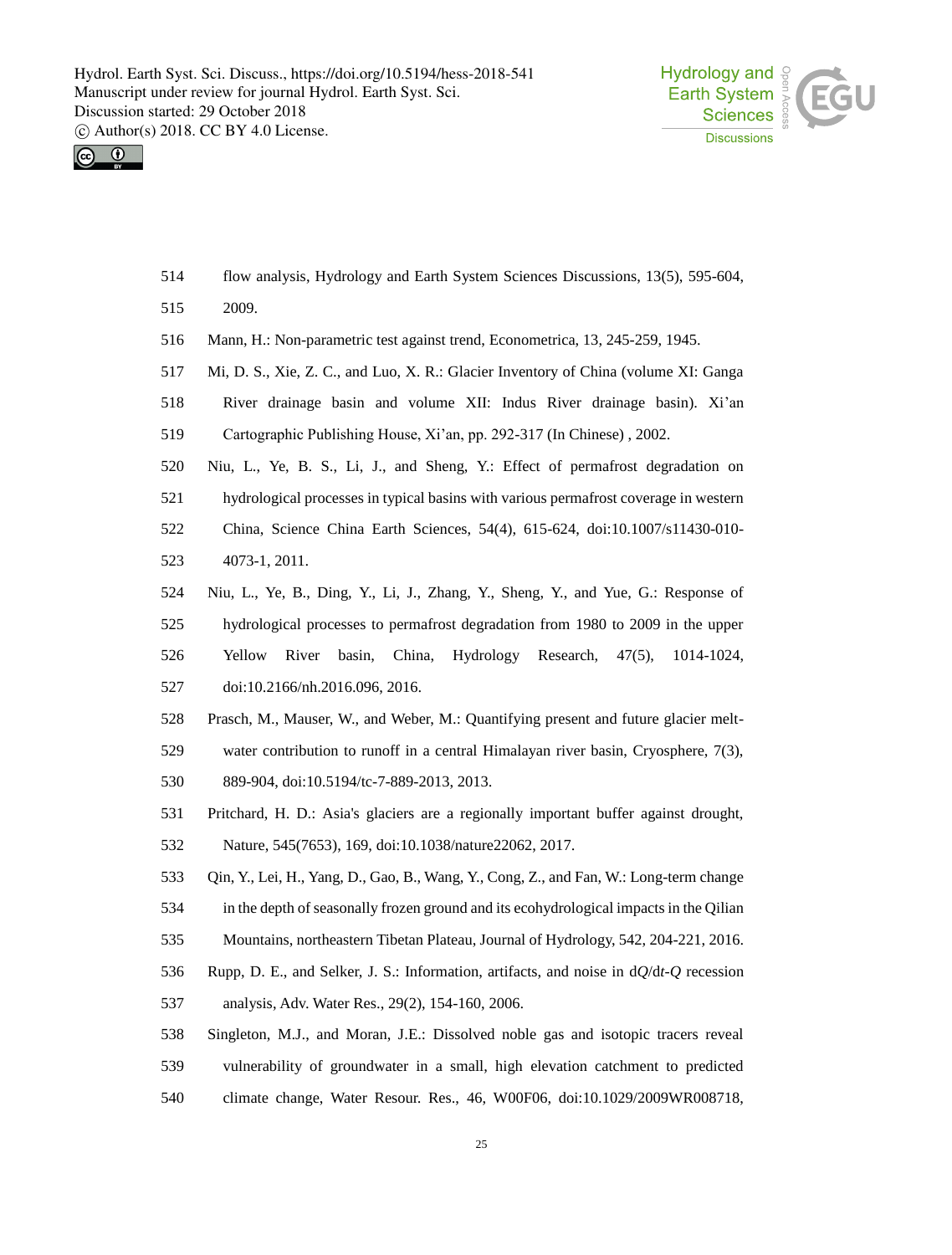flow analysis, Hydrology and Earth System Sciences Discussions, 13(5), 595-604, 2009.

Mann, H.: Non-parametric test against trend, Econometrica, 13, 245-259, 1945.

Mi, D. S., Xie, Z. C., and Luo, X. R.: Glacier Inventory of China (volume XI: Ganga River drainage basin and volume XII: Indus River drainage basin). Xi'an Cartographic Publishing House, Xi'an, pp. 292-317 (In Chinese) , 2002.

Niu, L., Ye, B. S., Li, J., and Sheng, Y.: Effect of permafrost degradation on hydrological processes in typical basins with various permafrost coverage in western China, Science China Earth Sciences, 54(4), 615-624, doi:10.1007/s11430-010-4073-1, 2011.

Niu, L., Ye, B., Ding, Y., Li, J., Zhang, Y., Sheng, Y., and Yue, G.: Response of hydrological processes to permafrost degradation from 1980 to 2009 in the upper Yellow River basin, China, Hydrology Research, 47(5), 1014-1024, doi:10.2166/nh.2016.096, 2016.

Prasch, M., Mauser, W., and Weber, M.: Quantifying present and future glacier melt-water contribution to runoff in a central Himalayan river basin, Cryosphere, 7(3), 889-904, doi:10.5194/tc-7-889-2013, 2013.

Pritchard, H. D.: Asia's glaciers are a regionally important buffer against drought, Nature, 545(7653), 169, doi:10.1038/nature22062, 2017.

Qin, Y., Lei, H., Yang, D., Gao, B., Wang, Y., Cong, Z., and Fan, W.: Long-term change in the depth of seasonally frozen ground and its ecohydrological impacts in the Qilian Mountains, northeastern Tibetan Plateau, Journal of Hydrology, 542, 204-221, 2016.

Rupp, D. E., and Selker, J. S.: Information, artifacts, and noise in d*Q*/d*t*-*Q* recession analysis, Adv. Water Res., 29(2), 154-160, 2006.

Singleton, M.J., and Moran, J.E.: Dissolved noble gas and isotopic tracers reveal vulnerability of groundwater in a small, high elevation catchment to predicted climate change, Water Resour. Res., 46, W00F06, doi:10.1029/2009WR008718,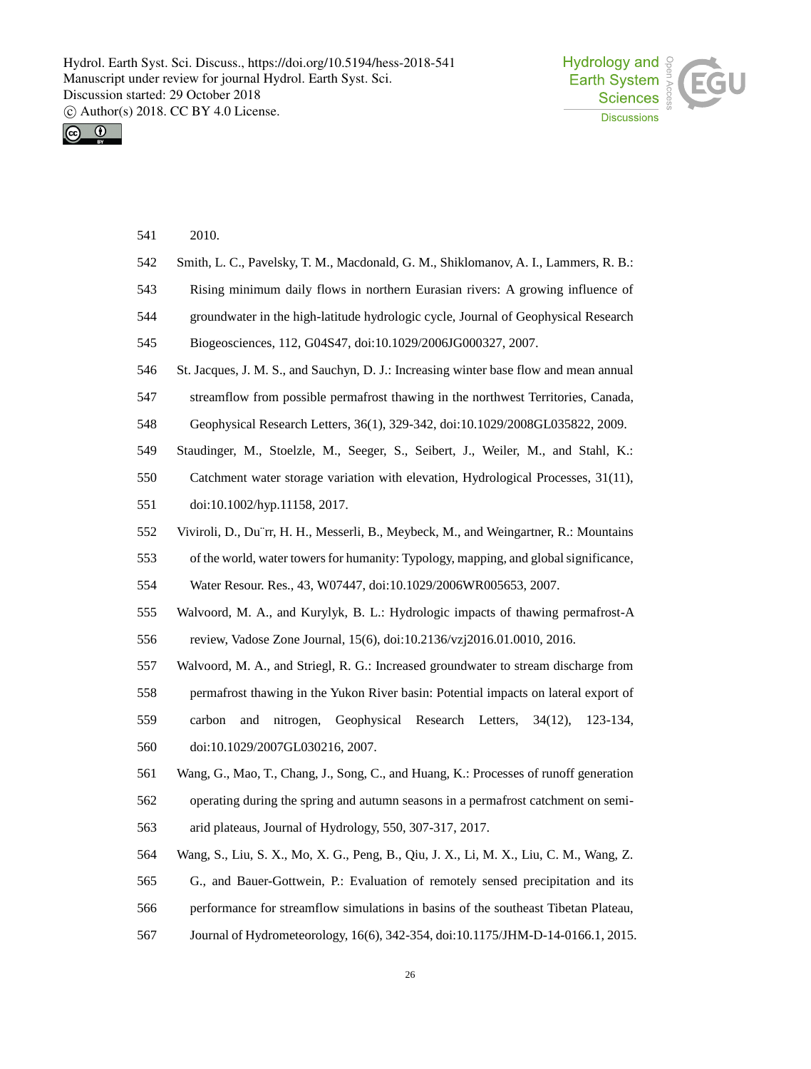2010.

Smith, L. C., Pavelsky, T. M., Macdonald, G. M., Shiklomanov, A. I., Lammers, R. B.: Rising minimum daily flows in northern Eurasian rivers: A growing influence of groundwater in the high-latitude hydrologic cycle, Journal of Geophysical Research Biogeosciences, 112, G04S47, doi:10.1029/2006JG000327, 2007.

St. Jacques, J. M. S., and Sauchyn, D. J.: Increasing winter base flow and mean annual streamflow from possible permafrost thawing in the northwest Territories, Canada, Geophysical Research Letters, 36(1), 329-342, doi:10.1029/2008GL035822, 2009.

Staudinger, M., Stoelzle, M., Seeger, S., Seibert, J., Weiler, M., and Stahl, K.: Catchment water storage variation with elevation, Hydrological Processes, 31(11), doi:10.1002/hyp.11158, 2017.

Viviroli, D., Du¨rr, H. H., Messerli, B., Meybeck, M., and Weingartner, R.: Mountains of the world, water towers for humanity: Typology, mapping, and global significance, Water Resour. Res., 43, W07447, doi:10.1029/2006WR005653, 2007.

Walvoord, M. A., and Kurylyk, B. L.: Hydrologic impacts of thawing permafrost-A review, Vadose Zone Journal, 15(6), doi:10.2136/vzj2016.01.0010, 2016.

Walvoord, M. A., and Striegl, R. G.: Increased groundwater to stream discharge from permafrost thawing in the Yukon River basin: Potential impacts on lateral export of carbon and nitrogen, Geophysical Research Letters, 34(12), 123-134, doi:10.1029/2007GL030216, 2007.

Wang, G., Mao, T., Chang, J., Song, C., and Huang, K.: Processes of runoff generation operating during the spring and autumn seasons in a permafrost catchment on semi-arid plateaus, Journal of Hydrology, 550, 307-317, 2017.

Wang, S., Liu, S. X., Mo, X. G., Peng, B., Qiu, J. X., Li, M. X., Liu, C. M., Wang, Z. G., and Bauer-Gottwein, P.: Evaluation of remotely sensed precipitation and its performance for streamflow simulations in basins of the southeast Tibetan Plateau, Journal of Hydrometeorology, 16(6), 342-354, doi:10.1175/JHM-D-14-0166.1, 2015.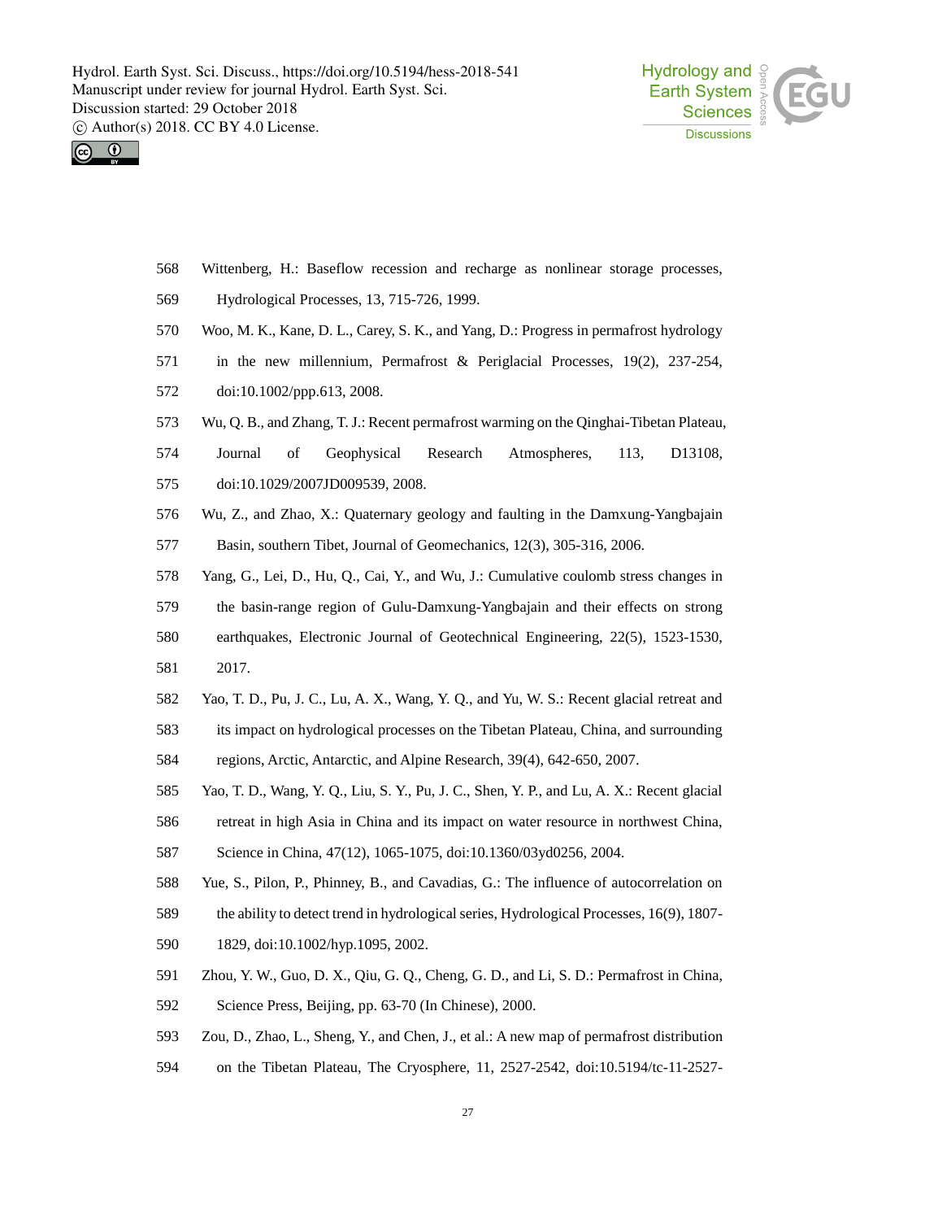Wittenberg, H.: Baseflow recession and recharge as nonlinear storage processes, Hydrological Processes, 13, 715-726, 1999.

Woo, M. K., Kane, D. L., Carey, S. K., and Yang, D.: Progress in permafrost hydrology in the new millennium, Permafrost & Periglacial Processes, 19(2), 237-254, doi:10.1002/ppp.613, 2008.

Wu, Q. B., and Zhang, T. J.: Recent permafrost warming on the Qinghai-Tibetan Plateau, Journal of Geophysical Research Atmospheres, 113, D13108, doi:10.1029/2007JD009539, 2008.

Wu, Z., and Zhao, X.: Quaternary geology and faulting in the Damxung-Yangbajain Basin, southern Tibet, Journal of Geomechanics, 12(3), 305-316, 2006.

Yang, G., Lei, D., Hu, Q., Cai, Y., and Wu, J.: Cumulative coulomb stress changes in the basin-range region of Gulu-Damxung-Yangbajain and their effects on strong earthquakes, Electronic Journal of Geotechnical Engineering, 22(5), 1523-1530, 2017.

Yao, T. D., Pu, J. C., Lu, A. X., Wang, Y. Q., and Yu, W. S.: Recent glacial retreat and its impact on hydrological processes on the Tibetan Plateau, China, and surrounding regions, Arctic, Antarctic, and Alpine Research, 39(4), 642-650, 2007.

Yao, T. D., Wang, Y. Q., Liu, S. Y., Pu, J. C., Shen, Y. P., and Lu, A. X.: Recent glacial retreat in high Asia in China and its impact on water resource in northwest China, Science in China, 47(12), 1065-1075, doi:10.1360/03yd0256, 2004.

Yue, S., Pilon, P., Phinney, B., and Cavadias, G.: The influence of autocorrelation on the ability to detect trend in hydrological series, Hydrological Processes, 16(9), 1807-1829, doi:10.1002/hyp.1095, 2002.

Zhou, Y. W., Guo, D. X., Qiu, G. Q., Cheng, G. D., and Li, S. D.: Permafrost in China, Science Press, Beijing, pp. 63-70 (In Chinese), 2000.

Zou, D., Zhao, L., Sheng, Y., and Chen, J., et al.: A new map of permafrost distribution on the Tibetan Plateau, The Cryosphere, 11, 2527-2542, doi:10.5194/tc-11-2527-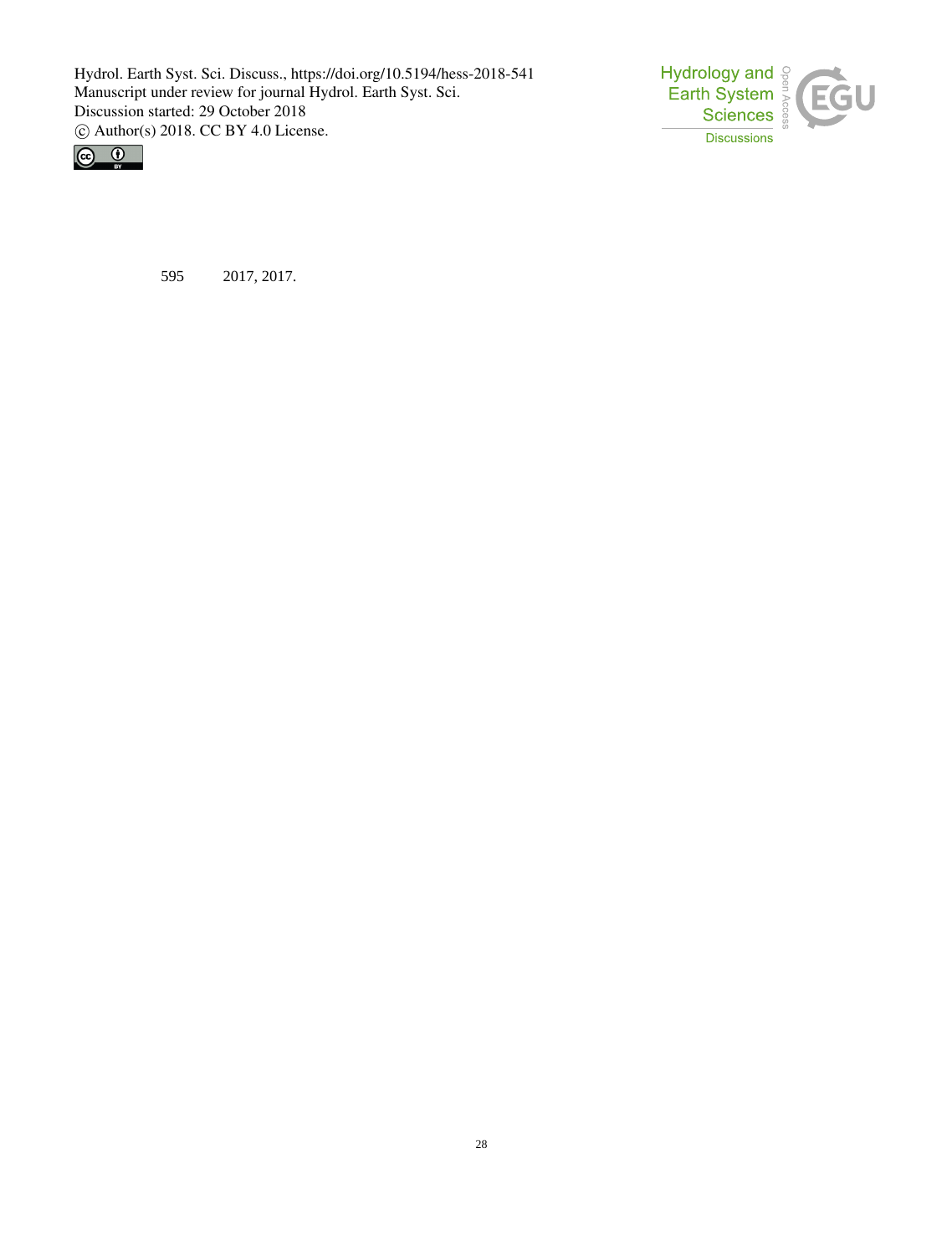595 2017, 2017.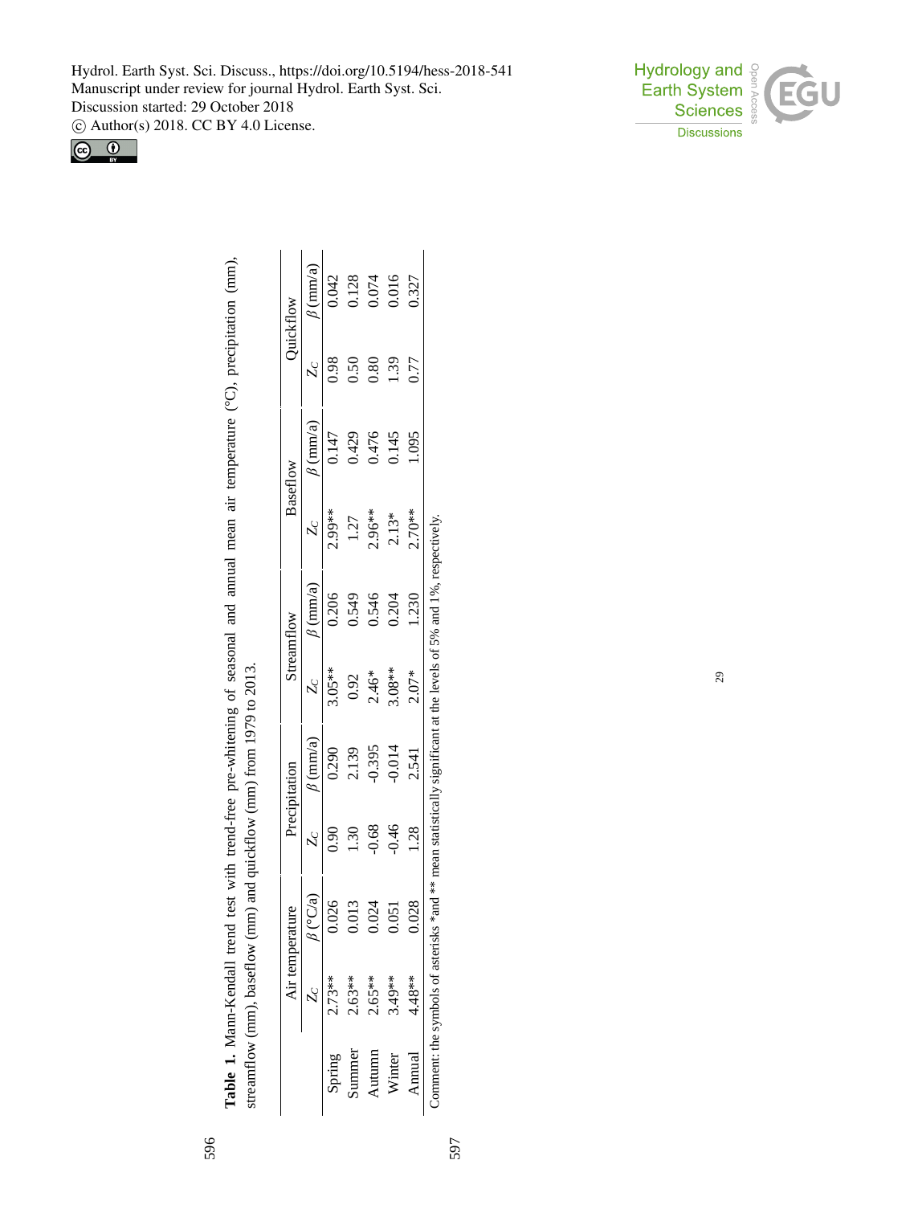**Table 1.** Mann-Kendall trend test with trend-free pre-whitening of seasonal and annual mean air temperature (°C), precipitation (mm), streamflow (mm), baseflow (mm) and quickflow (mm) from 1979 to 2013.

| | Air temperature | | Precipitation | | Streamflow | | Baseflow | | Quickflow | |
|---|---|---|---|---|---|---|---|---|---|---|
| | $Z_C$ | $\beta$ (°C/a) | $Z_C$ | $\beta$ (mm/a) | $Z_C$ | $\beta$ (mm/a) | $Z_C$ | $\beta$ (mm/a) | $Z_C$ | $\beta$ (mm/a) |
| Spring | 2.73** | 0.026 | 0.90 | 0.290 | 3.05** | 0.206 | 2.99** | 0.147 | 0.98 | 0.042 |
| Summer | 2.63** | 0.013 | 1.30 | 2.139 | 0.92 | 0.549 | 1.27 | 0.429 | 0.50 | 0.128 |
| Autumn | 2.65** | 0.024 | -0.68 | -0.395 | 2.46* | 0.546 | 2.96** | 0.476 | 0.80 | 0.074 |
| Winter | 3.49** | 0.051 | -0.46 | -0.014 | 3.08** | 0.204 | 2.13* | 0.145 | 1.39 | 0.016 |
| Annual | 4.48** | 0.028 | 1.28 | 2.541 | 2.07* | 1.230 | 2.70** | 1.095 | 0.77 | 0.327 |

Comment: the symbols of asterisks *and ** mean statistically significant at the levels of 5% and 1%, respectively.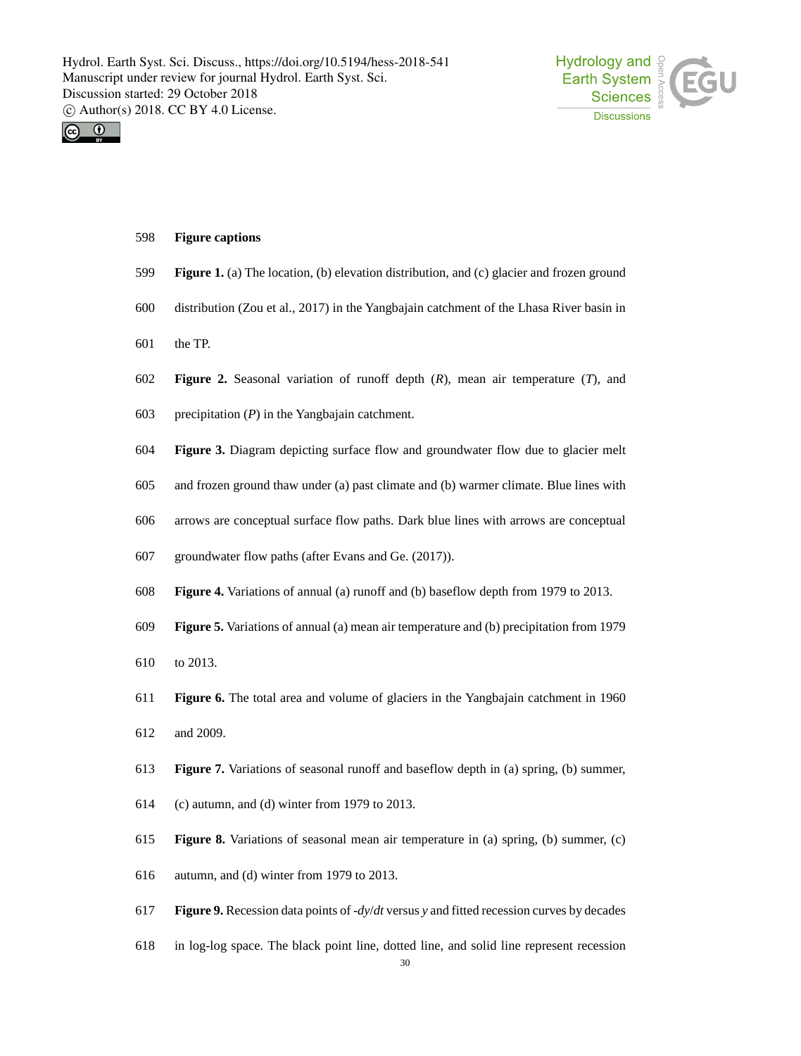**Figure captions**

**Figure 1.** (a) The location, (b) elevation distribution, and (c) glacier and frozen ground distribution (Zou et al., 2017) in the Yangbajain catchment of the Lhasa River basin in the TP.

**Figure 2.** Seasonal variation of runoff depth (*R*), mean air temperature (*T*), and precipitation (*P*) in the Yangbajain catchment.

**Figure 3.** Diagram depicting surface flow and groundwater flow due to glacier melt and frozen ground thaw under (a) past climate and (b) warmer climate. Blue lines with arrows are conceptual surface flow paths. Dark blue lines with arrows are conceptual groundwater flow paths (after Evans and Ge. (2017)).

**Figure 4.** Variations of annual (a) runoff and (b) baseflow depth from 1979 to 2013.

**Figure 5.** Variations of annual (a) mean air temperature and (b) precipitation from 1979 to 2013.

**Figure 6.** The total area and volume of glaciers in the Yangbajain catchment in 1960 and 2009.

**Figure 7.** Variations of seasonal runoff and baseflow depth in (a) spring, (b) summer, (c) autumn, and (d) winter from 1979 to 2013.

**Figure 8.** Variations of seasonal mean air temperature in (a) spring, (b) summer, (c) autumn, and (d) winter from 1979 to 2013.

**Figure 9.** Recession data points of $-dy/dt$ versus $y$ and fitted recession curves by decades in log-log space. The black point line, dotted line, and solid line represent recession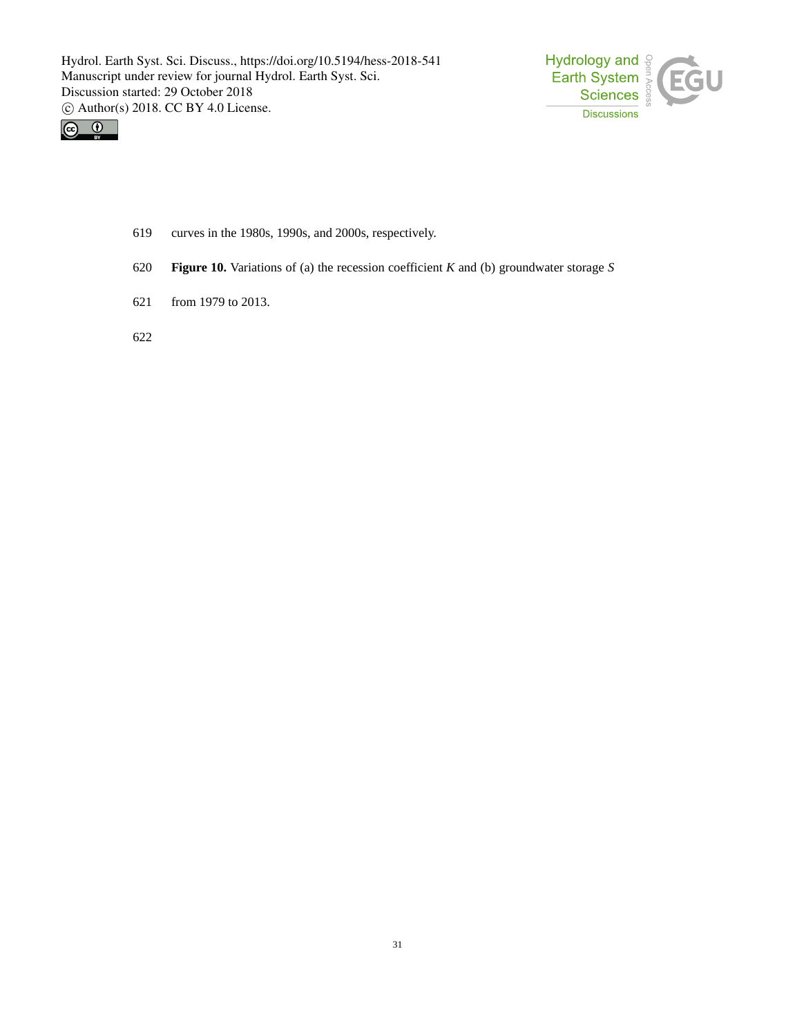curves in the 1980s, 1990s, and 2000s, respectively.

**Figure 10.** Variations of (a) the recession coefficient $K$ and (b) groundwater storage $S$ from 1979 to 2013.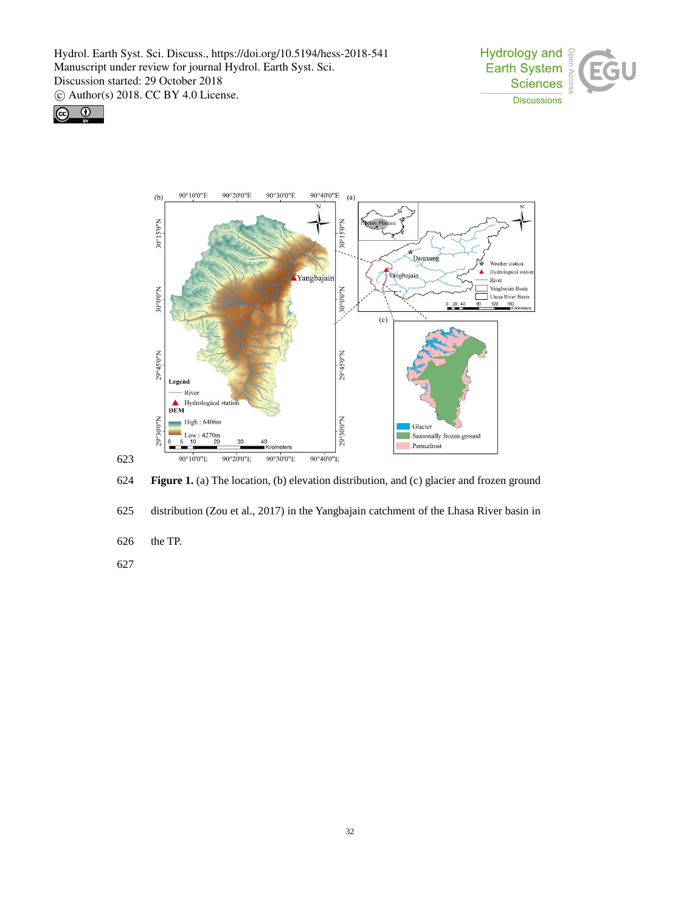**Figure 1.** (a) The location, (b) elevation distribution, and (c) glacier and frozen ground distribution (Zou et al., 2017) in the Yangbajain catchment of the Lhasa River basin in the TP.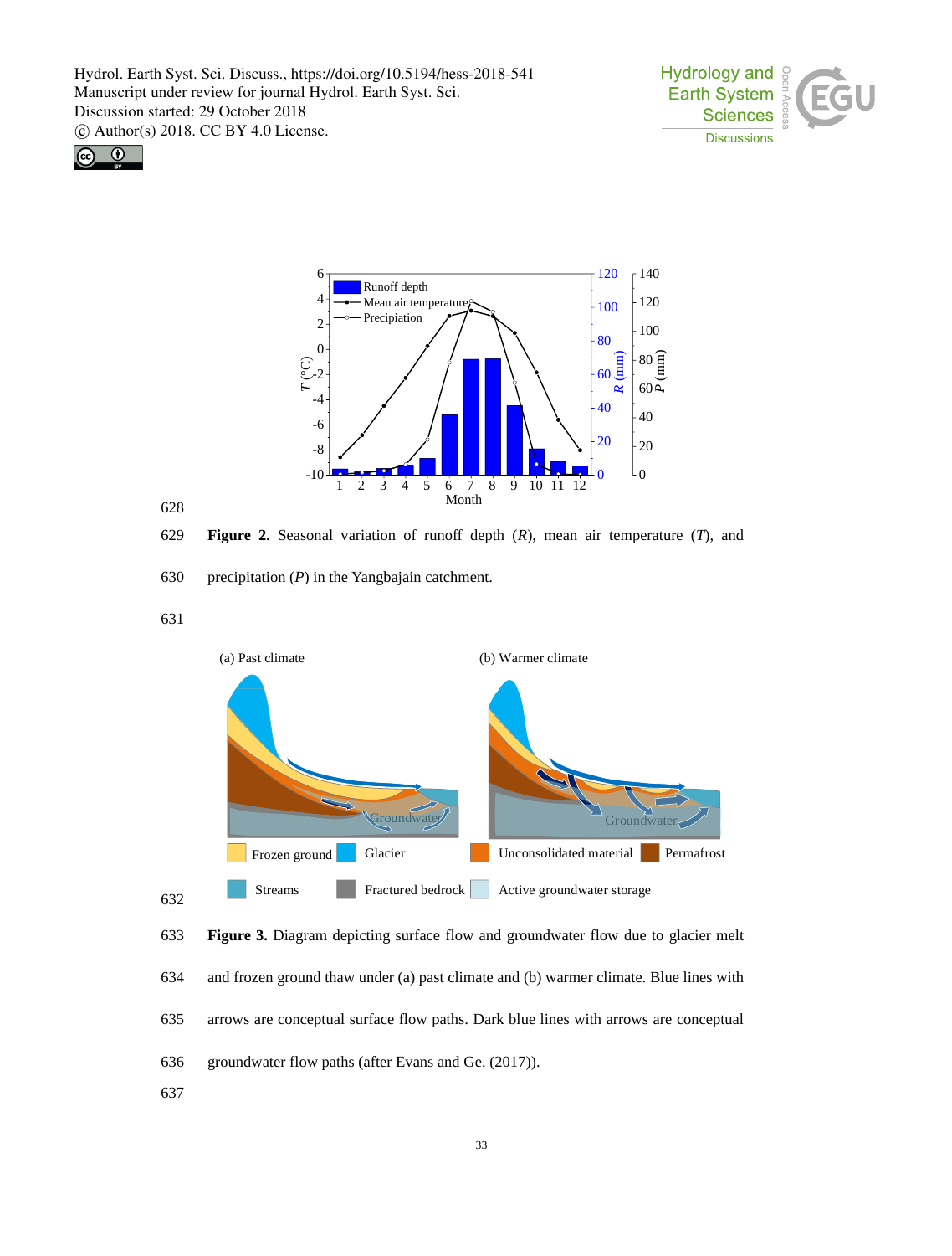Figure 2. Seasonal variation of runoff depth ($R$), mean air temperature ($T$), and precipitation ($P$) in the Yangbajain catchment.

Figure 3. Diagram depicting surface flow and groundwater flow due to glacier melt and frozen ground thaw under (a) past climate and (b) warmer climate. Blue lines with arrows are conceptual surface flow paths. Dark blue lines with arrows are conceptual groundwater flow paths (after Evans and Ge. (2017)).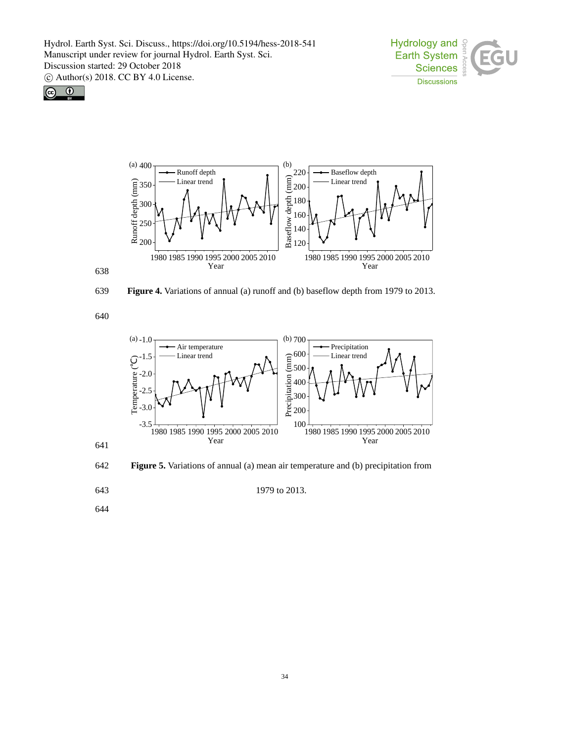Figure 4. Variations of annual (a) runoff and (b) baseflow depth from 1979 to 2013.

Figure 5. Variations of annual (a) mean air temperature and (b) precipitation from 1979 to 2013.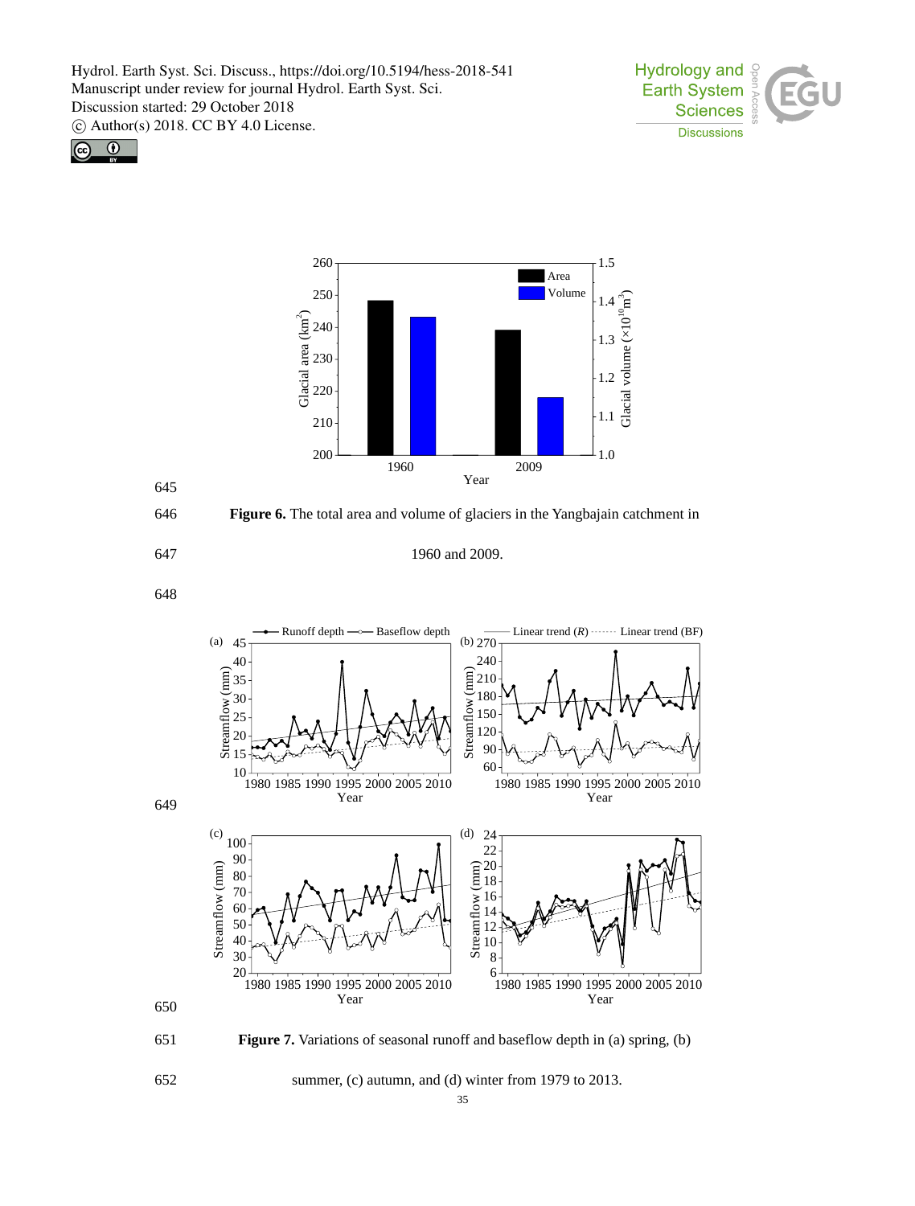**Figure 6.** The total area and volume of glaciers in the Yangbajain catchment in 1960 and 2009.

**Figure 7.** Variations of seasonal runoff and baseflow depth in (a) spring, (b) summer, (c) autumn, and (d) winter from 1979 to 2013.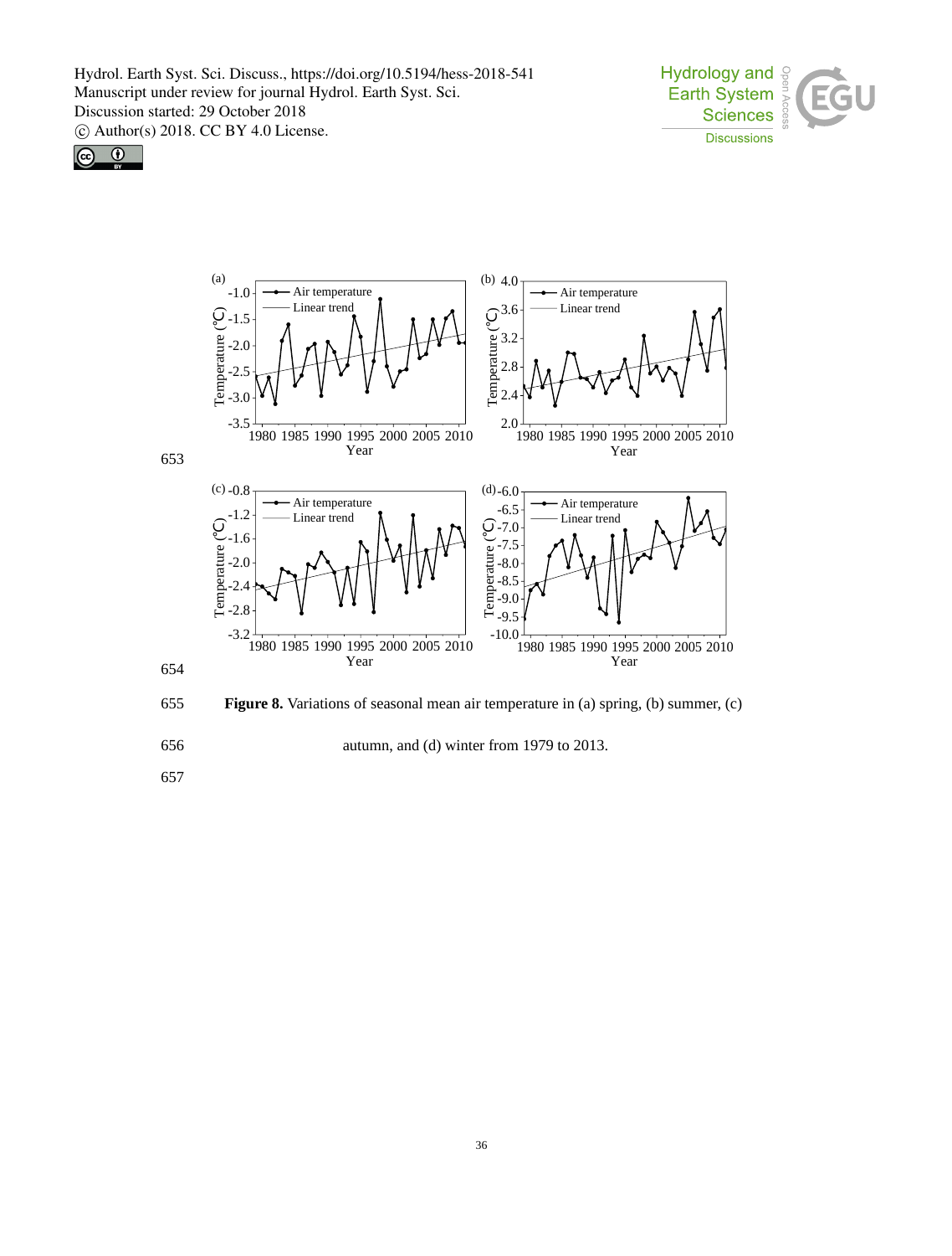**Figure 8.** Variations of seasonal mean air temperature in (a) spring, (b) summer, (c) autumn, and (d) winter from 1979 to 2013.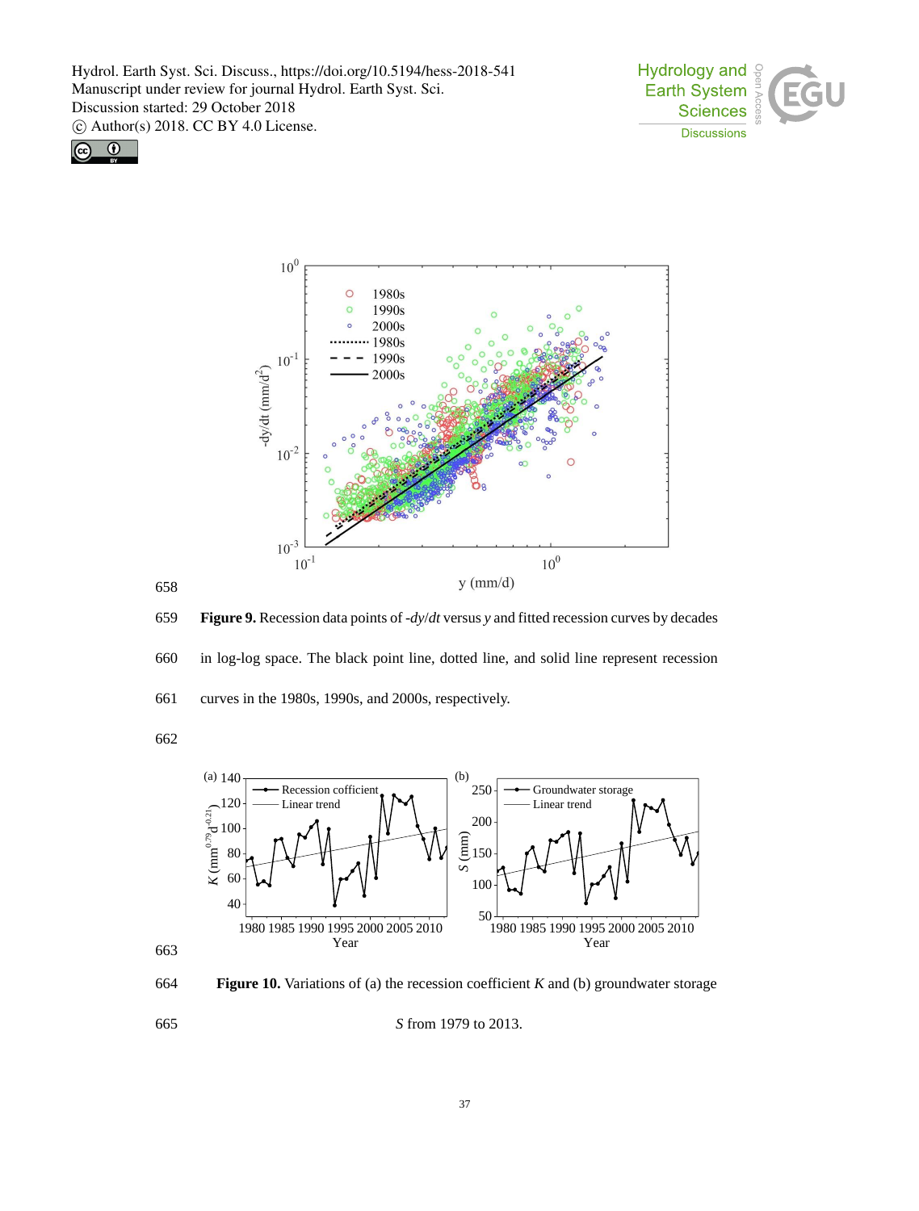$10^0$

1980s

1990s

2000s

1980s

1990s

2000s

$10^{-1}$

$10^{-2}$

$10^{-3}$

$-dy/dt$ (mm/d$^2$)

$10^{-1}$

$10^0$

y (mm/d)

**Figure 9.** Recession data points of $-dy/dt$ versus $y$ and fitted recession curves by decades in log-log space. The black point line, dotted line, and solid line represent recession curves in the 1980s, 1990s, and 2000s, respectively.

(a) 140

Recession coefficient

Linear trend

120

100

80

60

40

$K$ (mm$^{0.79}$d$^{-0.21}$)

1980 1985 1990 1995 2000 2005 2010

Year

(b)

250

Groundwater storage

Linear trend

200

150

100

50

$S$ (mm)

1980 1985 1990 1995 2000 2005 2010

Year

**Figure 10.** Variations of (a) the recession coefficient $K$ and (b) groundwater storage $S$ from 1979 to 2013.